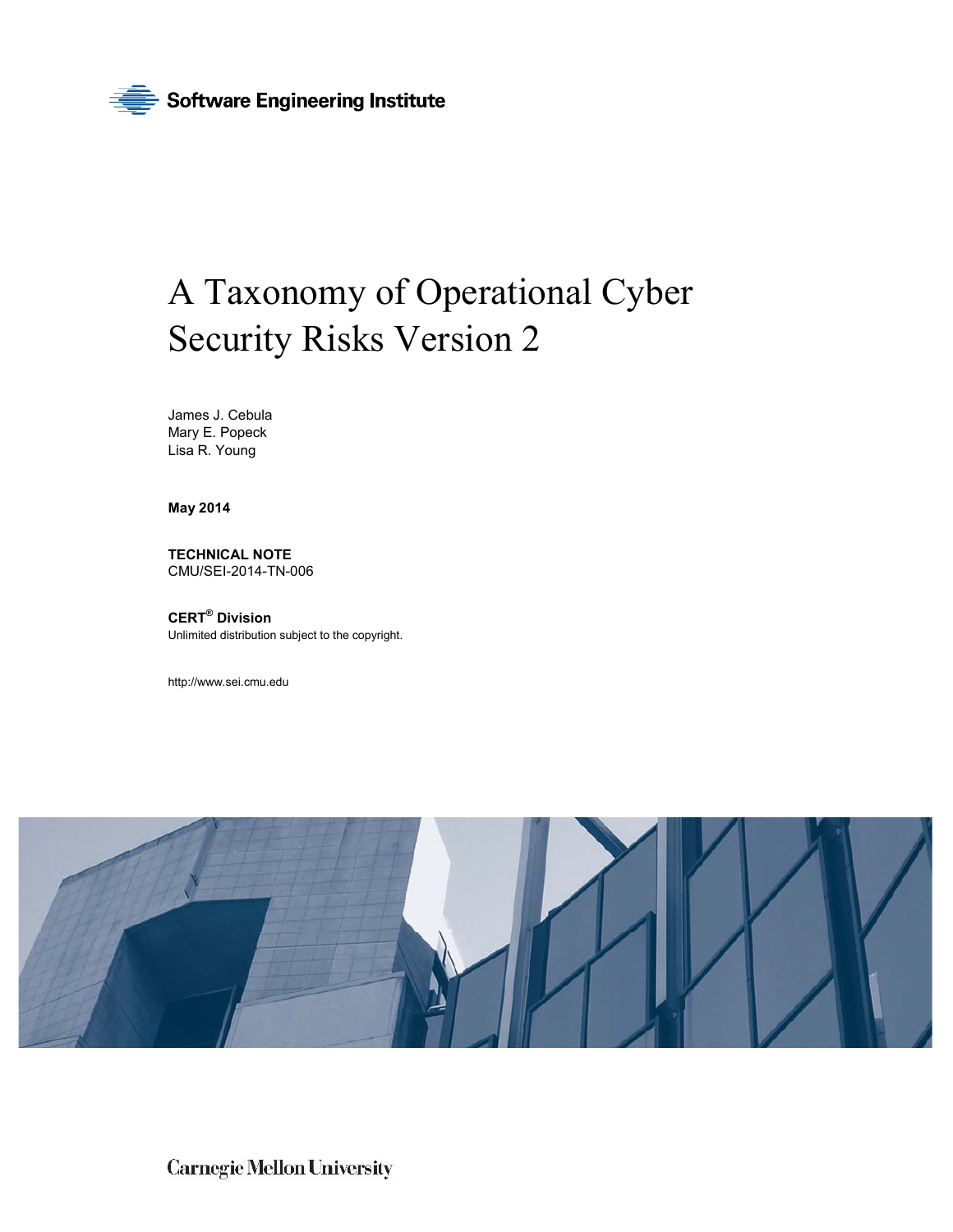Software Engineering Institute

# A Taxonomy of Operational Cyber Security Risks Version 2

James J. Cebula
Mary E. Popeck
Lisa R. Young

**May 2014**

**TECHNICAL NOTE**
CMU/SEI-2014-TN-006

**CERT® Division**
Unlimited distribution subject to the copyright.

http://www.sei.cmu.edu

Carnegie Mellon University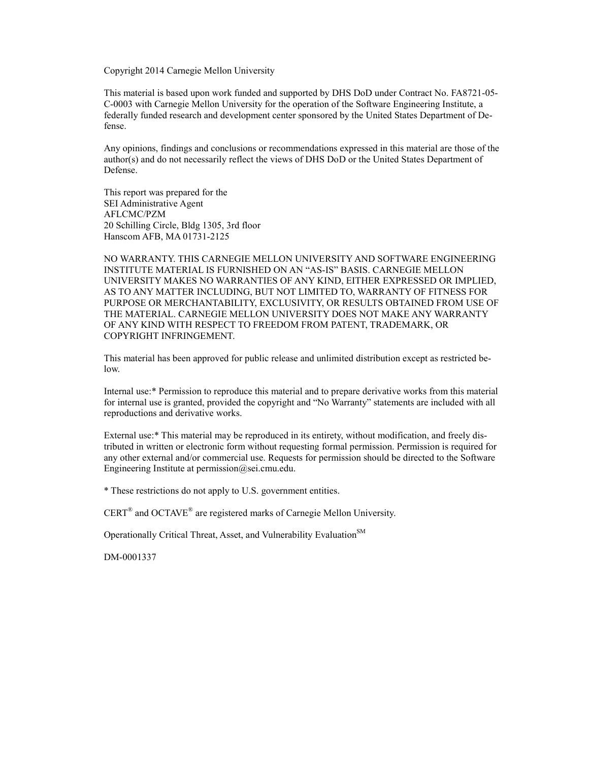Copyright 2014 Carnegie Mellon University

This material is based upon work funded and supported by DHS DoD under Contract No. FA8721-05-C-0003 with Carnegie Mellon University for the operation of the Software Engineering Institute, a federally funded research and development center sponsored by the United States Department of Defense.

Any opinions, findings and conclusions or recommendations expressed in this material are those of the author(s) and do not necessarily reflect the views of DHS DoD or the United States Department of Defense.

This report was prepared for the
SEI Administrative Agent
AFLCMC/PZM
20 Schilling Circle, Bldg 1305, 3rd floor
Hanscom AFB, MA 01731-2125

NO WARRANTY. THIS CARNEGIE MELLON UNIVERSITY AND SOFTWARE ENGINEERING INSTITUTE MATERIAL IS FURNISHED ON AN "AS-IS" BASIS. CARNEGIE MELLON UNIVERSITY MAKES NO WARRANTIES OF ANY KIND, EITHER EXPRESSED OR IMPLIED, AS TO ANY MATTER INCLUDING, BUT NOT LIMITED TO, WARRANTY OF FITNESS FOR PURPOSE OR MERCHANTABILITY, EXCLUSIVITY, OR RESULTS OBTAINED FROM USE OF THE MATERIAL. CARNEGIE MELLON UNIVERSITY DOES NOT MAKE ANY WARRANTY OF ANY KIND WITH RESPECT TO FREEDOM FROM PATENT, TRADEMARK, OR COPYRIGHT INFRINGEMENT.

This material has been approved for public release and unlimited distribution except as restricted below.

Internal use:* Permission to reproduce this material and to prepare derivative works from this material for internal use is granted, provided the copyright and "No Warranty" statements are included with all reproductions and derivative works.

External use:* This material may be reproduced in its entirety, without modification, and freely distributed in written or electronic form without requesting formal permission. Permission is required for any other external and/or commercial use. Requests for permission should be directed to the Software Engineering Institute at permission@sei.cmu.edu.

* These restrictions do not apply to U.S. government entities.

CERT® and OCTAVE® are registered marks of Carnegie Mellon University.

Operationally Critical Threat, Asset, and Vulnerability Evaluation℠

DM-0001337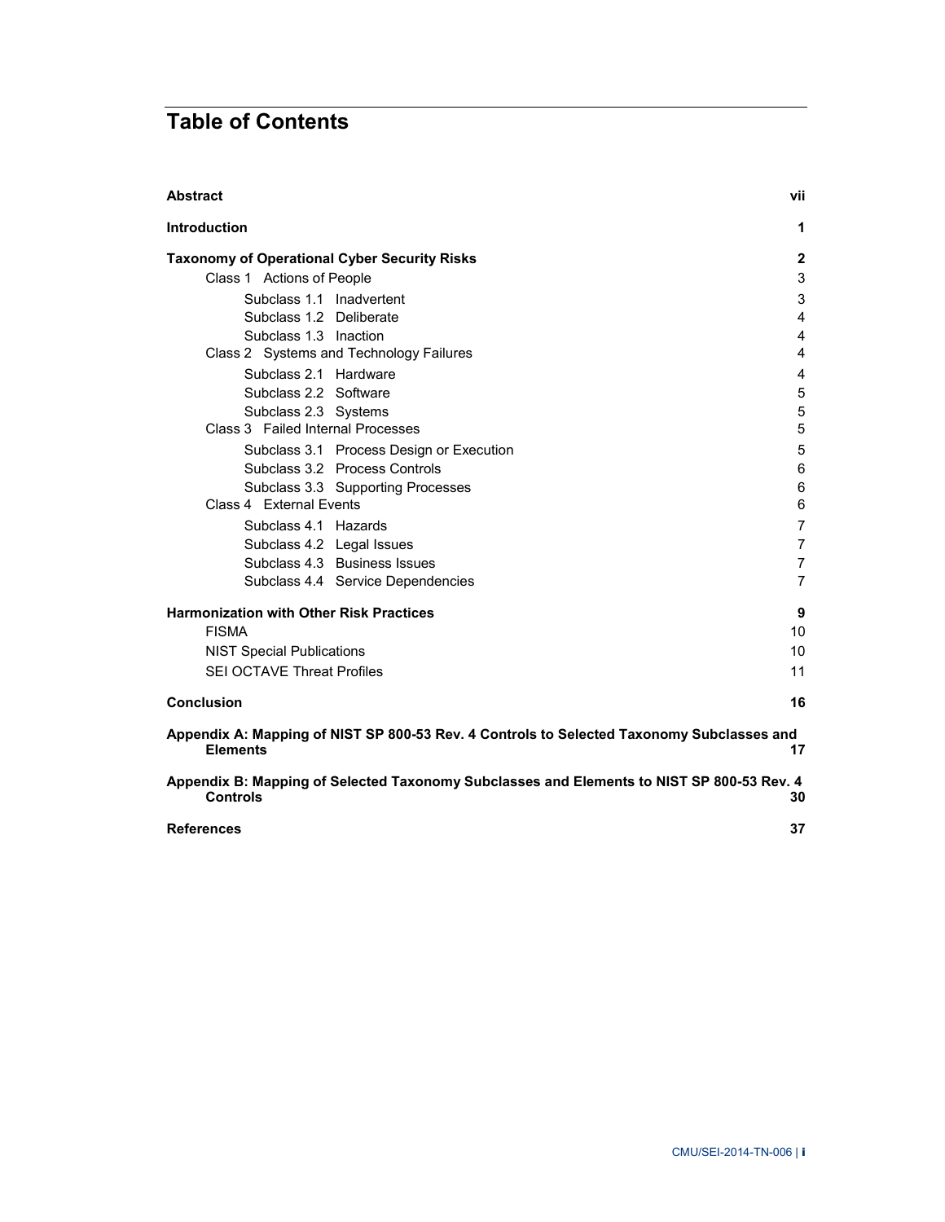# Table of Contents

| | |
|---|---|
| **Abstract** | **vii** |
| **Introduction** | **1** |
| **Taxonomy of Operational Cyber Security Risks** | **2** |
| Class 1 Actions of People | 3 |
| Subclass 1.1 Inadvertent | 3 |
| Subclass 1.2 Deliberate | 4 |
| Subclass 1.3 Inaction | 4 |
| Class 2 Systems and Technology Failures | 4 |
| Subclass 2.1 Hardware | 4 |
| Subclass 2.2 Software | 5 |
| Subclass 2.3 Systems | 5 |
| Class 3 Failed Internal Processes | 5 |
| Subclass 3.1 Process Design or Execution | 5 |
| Subclass 3.2 Process Controls | 6 |
| Subclass 3.3 Supporting Processes | 6 |
| Class 4 External Events | 6 |
| Subclass 4.1 Hazards | 7 |
| Subclass 4.2 Legal Issues | 7 |
| Subclass 4.3 Business Issues | 7 |
| Subclass 4.4 Service Dependencies | 7 |
| **Harmonization with Other Risk Practices** | **9** |
| FISMA | 10 |
| NIST Special Publications | 10 |
| SEI OCTAVE Threat Profiles | 11 |
| **Conclusion** | **16** |
| **Appendix A: Mapping of NIST SP 800-53 Rev. 4 Controls to Selected Taxonomy Subclasses and Elements** | **17** |
| **Appendix B: Mapping of Selected Taxonomy Subclasses and Elements to NIST SP 800-53 Rev. 4 Controls** | **30** |
| **References** | **37** |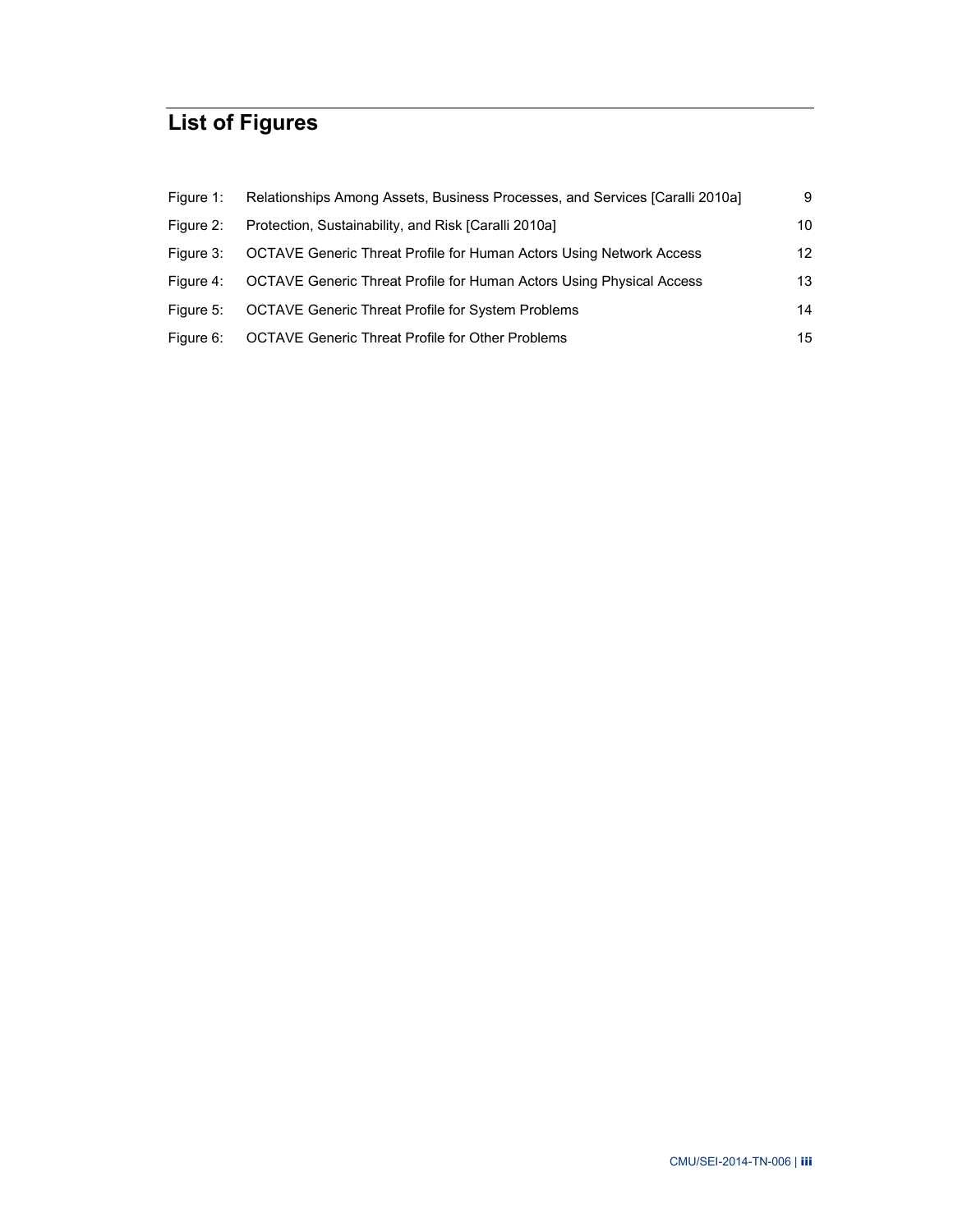# List of Figures

| | | |
|---|---|---|
| Figure 1: | Relationships Among Assets, Business Processes, and Services [Caralli 2010a] | 9 |
| Figure 2: | Protection, Sustainability, and Risk [Caralli 2010a] | 10 |
| Figure 3: | OCTAVE Generic Threat Profile for Human Actors Using Network Access | 12 |
| Figure 4: | OCTAVE Generic Threat Profile for Human Actors Using Physical Access | 13 |
| Figure 5: | OCTAVE Generic Threat Profile for System Problems | 14 |
| Figure 6: | OCTAVE Generic Threat Profile for Other Problems | 15 |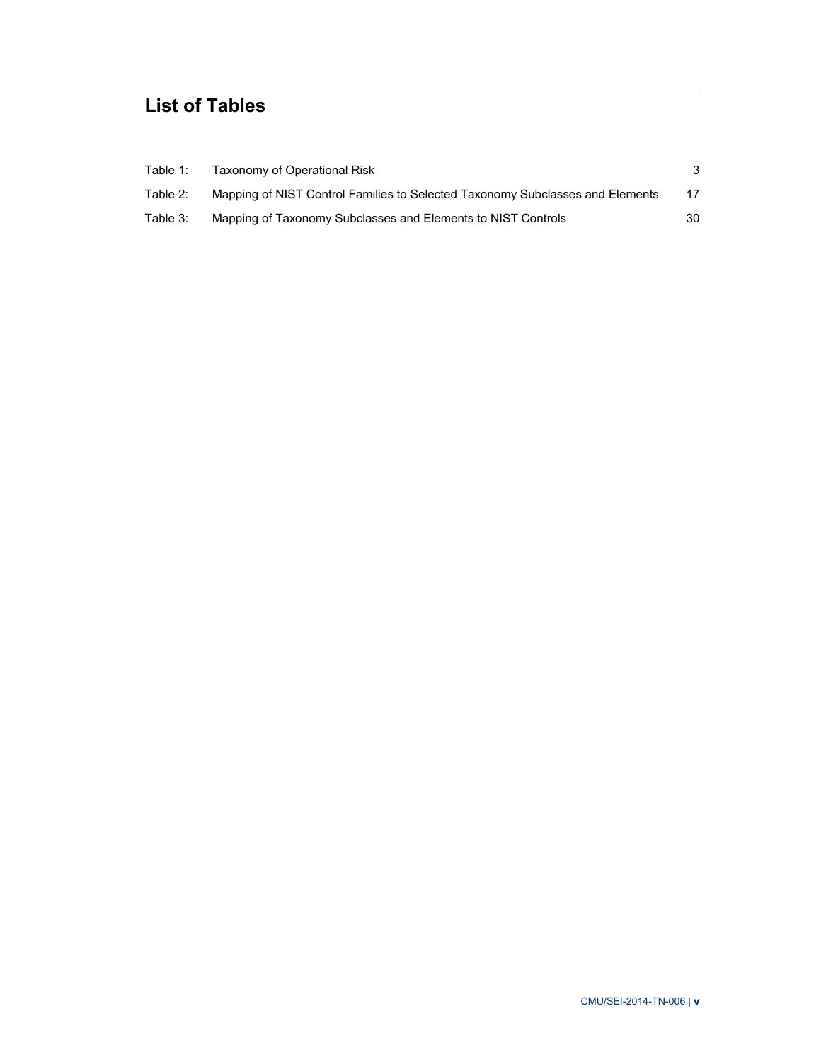# List of Tables

| | | |
|---|---|---|
| Table 1: | Taxonomy of Operational Risk | 3 |
| Table 2: | Mapping of NIST Control Families to Selected Taxonomy Subclasses and Elements | 17 |
| Table 3: | Mapping of Taxonomy Subclasses and Elements to NIST Controls | 30 |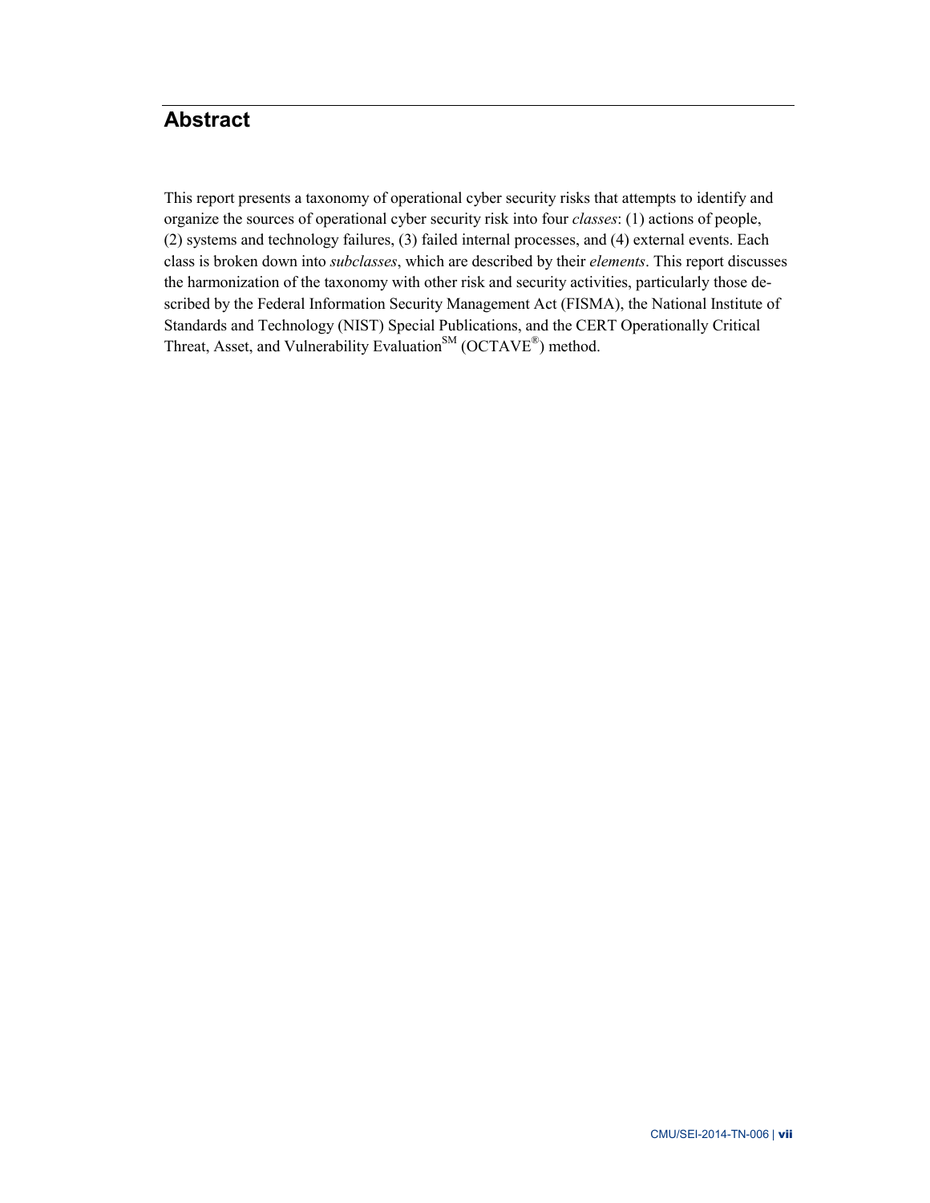## Abstract

This report presents a taxonomy of operational cyber security risks that attempts to identify and organize the sources of operational cyber security risk into four *classes*: (1) actions of people, (2) systems and technology failures, (3) failed internal processes, and (4) external events. Each class is broken down into *subclasses*, which are described by their *elements*. This report discusses the harmonization of the taxonomy with other risk and security activities, particularly those described by the Federal Information Security Management Act (FISMA), the National Institute of Standards and Technology (NIST) Special Publications, and the CERT Operationally Critical Threat, Asset, and Vulnerability Evaluation℠ (OCTAVE®) method.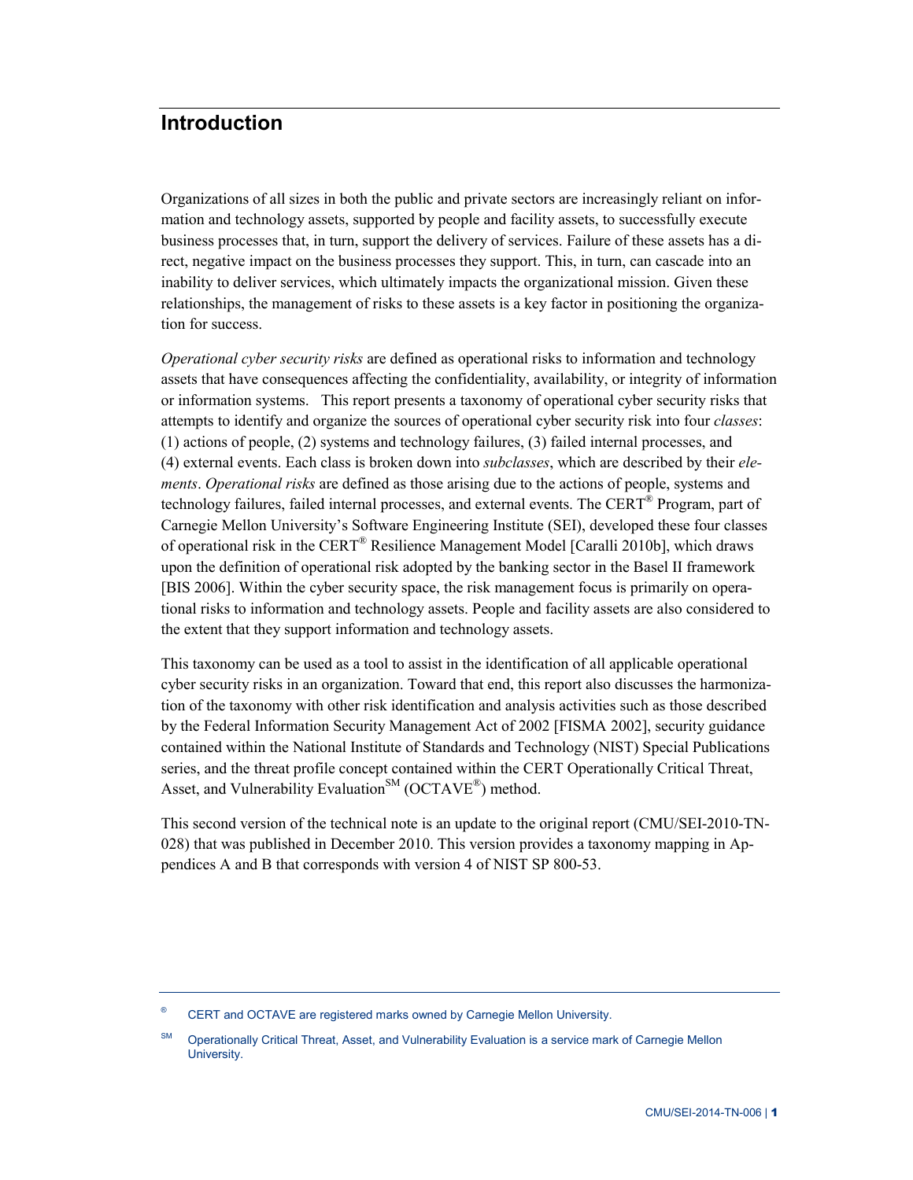# Introduction

Organizations of all sizes in both the public and private sectors are increasingly reliant on information and technology assets, supported by people and facility assets, to successfully execute business processes that, in turn, support the delivery of services. Failure of these assets has a direct, negative impact on the business processes they support. This, in turn, can cascade into an inability to deliver services, which ultimately impacts the organizational mission. Given these relationships, the management of risks to these assets is a key factor in positioning the organization for success.

*Operational cyber security risks* are defined as operational risks to information and technology assets that have consequences affecting the confidentiality, availability, or integrity of information or information systems. This report presents a taxonomy of operational cyber security risks that attempts to identify and organize the sources of operational cyber security risk into four *classes*: (1) actions of people, (2) systems and technology failures, (3) failed internal processes, and (4) external events. Each class is broken down into *subclasses*, which are described by their *elements*. *Operational risks* are defined as those arising due to the actions of people, systems and technology failures, failed internal processes, and external events. The CERT® Program, part of Carnegie Mellon University's Software Engineering Institute (SEI), developed these four classes of operational risk in the CERT® Resilience Management Model [Caralli 2010b], which draws upon the definition of operational risk adopted by the banking sector in the Basel II framework [BIS 2006]. Within the cyber security space, the risk management focus is primarily on operational risks to information and technology assets. People and facility assets are also considered to the extent that they support information and technology assets.

This taxonomy can be used as a tool to assist in the identification of all applicable operational cyber security risks in an organization. Toward that end, this report also discusses the harmonization of the taxonomy with other risk identification and analysis activities such as those described by the Federal Information Security Management Act of 2002 [FISMA 2002], security guidance contained within the National Institute of Standards and Technology (NIST) Special Publications series, and the threat profile concept contained within the CERT Operationally Critical Threat, Asset, and Vulnerability Evaluation℠ (OCTAVE®) method.

This second version of the technical note is an update to the original report (CMU/SEI-2010-TN-028) that was published in December 2010. This version provides a taxonomy mapping in Appendices A and B that corresponds with version 4 of NIST SP 800-53.

---

® CERT and OCTAVE are registered marks owned by Carnegie Mellon University.

℠ Operationally Critical Threat, Asset, and Vulnerability Evaluation is a service mark of Carnegie Mellon University.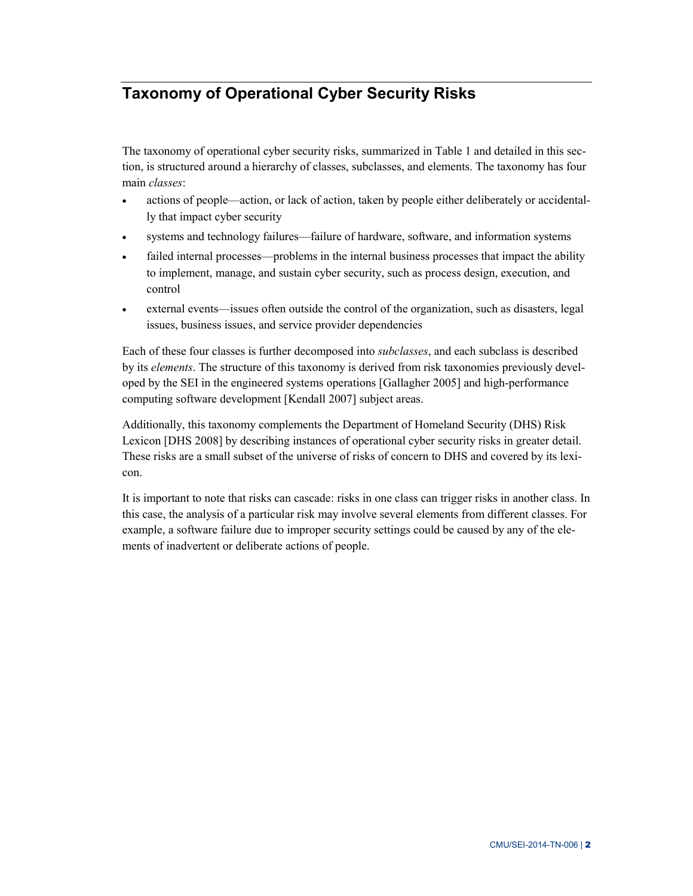# Taxonomy of Operational Cyber Security Risks

The taxonomy of operational cyber security risks, summarized in Table 1 and detailed in this section, is structured around a hierarchy of classes, subclasses, and elements. The taxonomy has four main *classes*:

- actions of people—action, or lack of action, taken by people either deliberately or accidentally that impact cyber security
- systems and technology failures—failure of hardware, software, and information systems
- failed internal processes—problems in the internal business processes that impact the ability to implement, manage, and sustain cyber security, such as process design, execution, and control
- external events—issues often outside the control of the organization, such as disasters, legal issues, business issues, and service provider dependencies

Each of these four classes is further decomposed into *subclasses*, and each subclass is described by its *elements*. The structure of this taxonomy is derived from risk taxonomies previously developed by the SEI in the engineered systems operations [Gallagher 2005] and high-performance computing software development [Kendall 2007] subject areas.

Additionally, this taxonomy complements the Department of Homeland Security (DHS) Risk Lexicon [DHS 2008] by describing instances of operational cyber security risks in greater detail. These risks are a small subset of the universe of risks of concern to DHS and covered by its lexicon.

It is important to note that risks can cascade: risks in one class can trigger risks in another class. In this case, the analysis of a particular risk may involve several elements from different classes. For example, a software failure due to improper security settings could be caused by any of the elements of inadvertent or deliberate actions of people.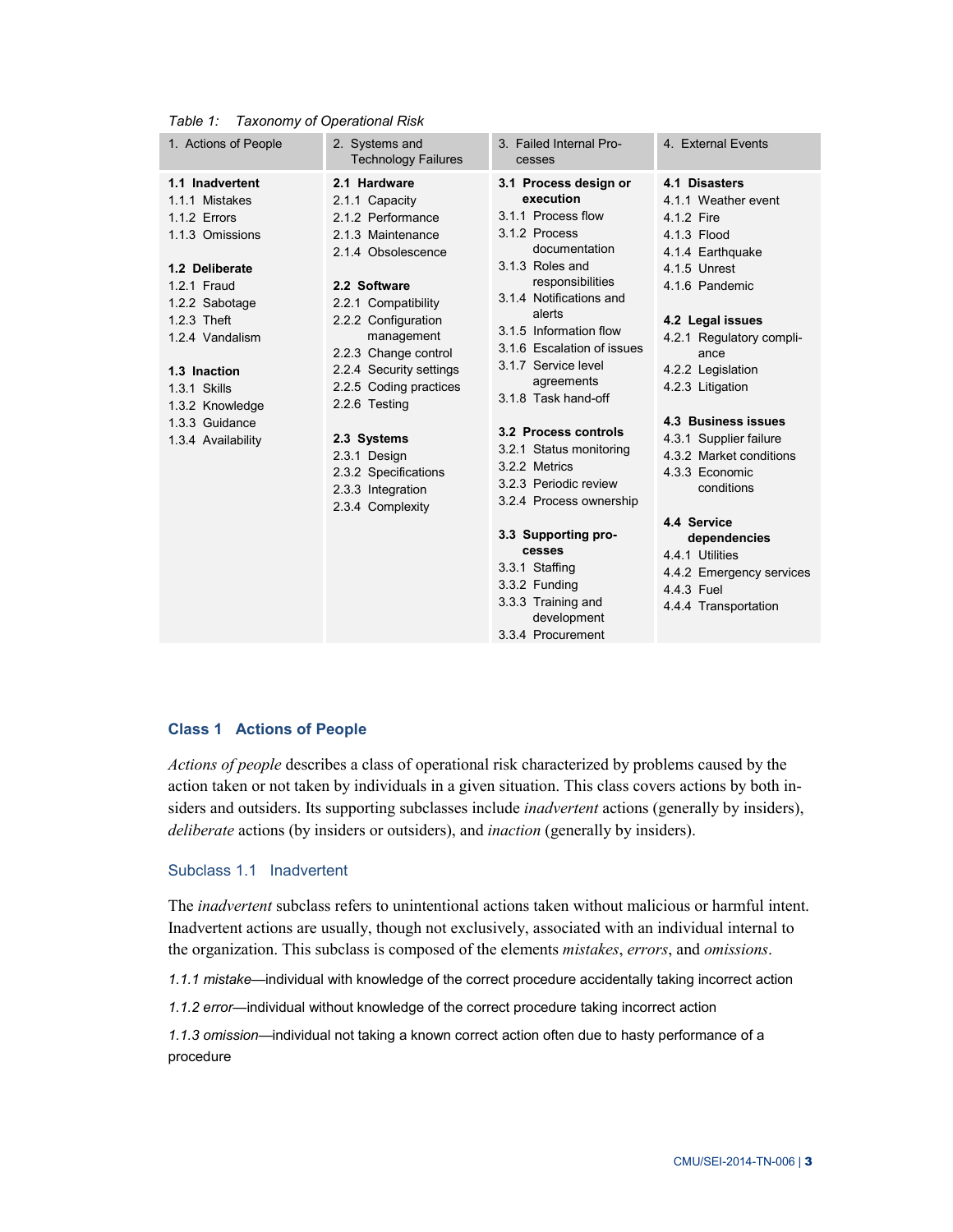Table 1: Taxonomy of Operational Risk

| 1. Actions of People | 2. Systems and Technology Failures | 3. Failed Internal Processes | 4. External Events |
|---|---|---|---|
| **1.1 Inadvertent** | **2.1 Hardware** | **3.1 Process design or execution** | **4.1 Disasters** |
| 1.1.1 Mistakes | 2.1.1 Capacity | 3.1.1 Process flow | 4.1.1 Weather event |
| 1.1.2 Errors | 2.1.2 Performance | 3.1.2 Process documentation | 4.1.2 Fire |
| 1.1.3 Omissions | 2.1.3 Maintenance | 3.1.3 Roles and responsibilities | 4.1.3 Flood |
| | 2.1.4 Obsolescence | 3.1.4 Notifications and alerts | 4.1.4 Earthquake |
| **1.2 Deliberate** | | 3.1.5 Information flow | 4.1.5 Unrest |
| 1.2.1 Fraud | **2.2 Software** | 3.1.6 Escalation of issues | 4.1.6 Pandemic |
| 1.2.2 Sabotage | 2.2.1 Compatibility | 3.1.7 Service level agreements | |
| 1.2.3 Theft | 2.2.2 Configuration management | 3.1.8 Task hand-off | **4.2 Legal issues** |
| 1.2.4 Vandalism | 2.2.3 Change control | | 4.2.1 Regulatory compliance |
| | 2.2.4 Security settings | **3.2 Process controls** | 4.2.2 Legislation |
| **1.3 Inaction** | 2.2.5 Coding practices | 3.2.1 Status monitoring | 4.2.3 Litigation |
| 1.3.1 Skills | 2.2.6 Testing | 3.2.2 Metrics | |
| 1.3.2 Knowledge | | 3.2.3 Periodic review | **4.3 Business issues** |
| 1.3.3 Guidance | **2.3 Systems** | 3.2.4 Process ownership | 4.3.1 Supplier failure |
| 1.3.4 Availability | 2.3.1 Design | | 4.3.2 Market conditions |
| | 2.3.2 Specifications | **3.3 Supporting processes** | 4.3.3 Economic conditions |
| | 2.3.3 Integration | 3.3.1 Staffing | |
| | 2.3.4 Complexity | 3.3.2 Funding | **4.4 Service dependencies** |
| | | 3.3.3 Training and development | 4.4.1 Utilities |
| | | 3.3.4 Procurement | 4.4.2 Emergency services |
| | | | 4.4.3 Fuel |
| | | | 4.4.4 Transportation |

## Class 1 Actions of People

*Actions of people* describes a class of operational risk characterized by problems caused by the action taken or not taken by individuals in a given situation. This class covers actions by both insiders and outsiders. Its supporting subclasses include *inadvertent* actions (generally by insiders), *deliberate* actions (by insiders or outsiders), and *inaction* (generally by insiders).

### Subclass 1.1 Inadvertent

The *inadvertent* subclass refers to unintentional actions taken without malicious or harmful intent. Inadvertent actions are usually, though not exclusively, associated with an individual internal to the organization. This subclass is composed of the elements *mistakes*, *errors*, and *omissions*.

*1.1.1 mistake*—individual with knowledge of the correct procedure accidentally taking incorrect action

*1.1.2 error*—individual without knowledge of the correct procedure taking incorrect action

*1.1.3 omission*—individual not taking a known correct action often due to hasty performance of a procedure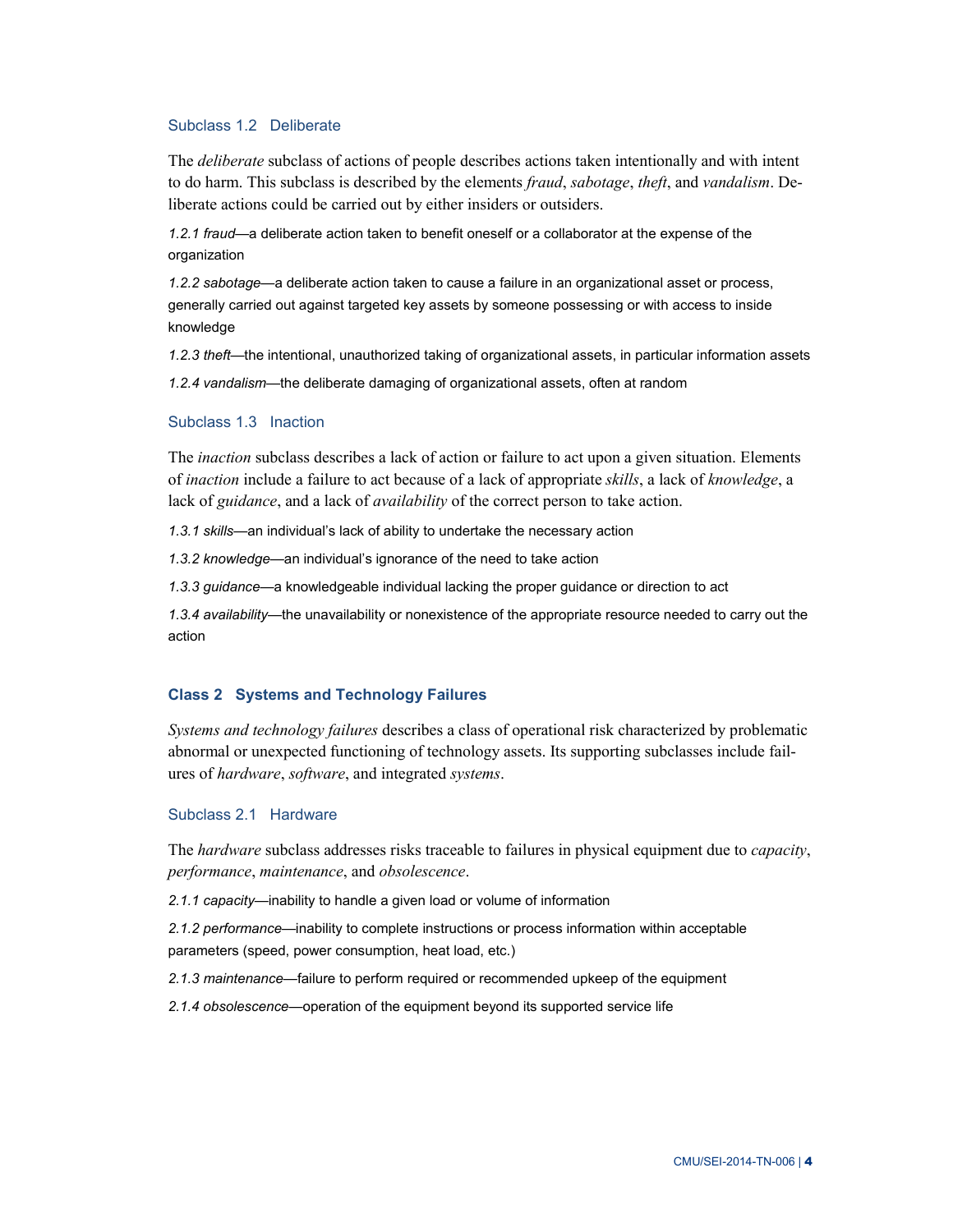### Subclass 1.2 Deliberate

The *deliberate* subclass of actions of people describes actions taken intentionally and with intent to do harm. This subclass is described by the elements *fraud*, *sabotage*, *theft*, and *vandalism*. Deliberate actions could be carried out by either insiders or outsiders.

*1.2.1 fraud*—a deliberate action taken to benefit oneself or a collaborator at the expense of the organization

*1.2.2 sabotage*—a deliberate action taken to cause a failure in an organizational asset or process, generally carried out against targeted key assets by someone possessing or with access to inside knowledge

*1.2.3 theft*—the intentional, unauthorized taking of organizational assets, in particular information assets

*1.2.4 vandalism*—the deliberate damaging of organizational assets, often at random

### Subclass 1.3 Inaction

The *inaction* subclass describes a lack of action or failure to act upon a given situation. Elements of *inaction* include a failure to act because of a lack of appropriate *skills*, a lack of *knowledge*, a lack of *guidance*, and a lack of *availability* of the correct person to take action.

*1.3.1 skills*—an individual's lack of ability to undertake the necessary action

*1.3.2 knowledge*—an individual's ignorance of the need to take action

*1.3.3 guidance*—a knowledgeable individual lacking the proper guidance or direction to act

*1.3.4 availability*—the unavailability or nonexistence of the appropriate resource needed to carry out the action

## Class 2 Systems and Technology Failures

*Systems and technology failures* describes a class of operational risk characterized by problematic abnormal or unexpected functioning of technology assets. Its supporting subclasses include failures of *hardware*, *software*, and integrated *systems*.

### Subclass 2.1 Hardware

The *hardware* subclass addresses risks traceable to failures in physical equipment due to *capacity*, *performance*, *maintenance*, and *obsolescence*.

*2.1.1 capacity*—inability to handle a given load or volume of information

*2.1.2 performance*—inability to complete instructions or process information within acceptable parameters (speed, power consumption, heat load, etc.)

*2.1.3 maintenance*—failure to perform required or recommended upkeep of the equipment

*2.1.4 obsolescence*—operation of the equipment beyond its supported service life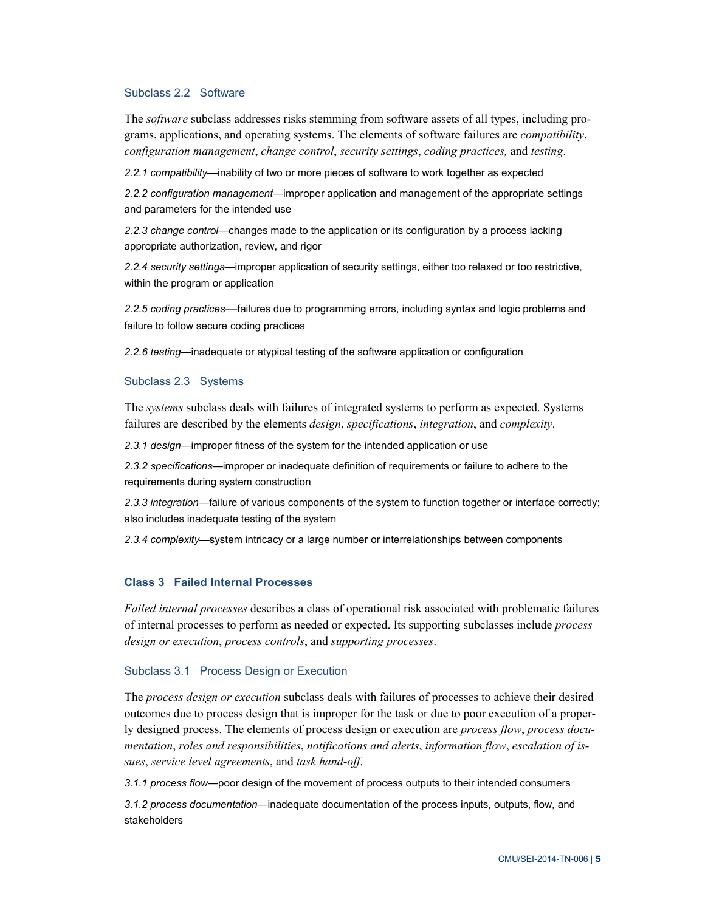### Subclass 2.2 Software

The *software* subclass addresses risks stemming from software assets of all types, including programs, applications, and operating systems. The elements of software failures are *compatibility*, *configuration management*, *change control*, *security settings*, *coding practices,* and *testing*.

*2.2.1 compatibility*—inability of two or more pieces of software to work together as expected

*2.2.2 configuration management*—improper application and management of the appropriate settings and parameters for the intended use

*2.2.3 change control*—changes made to the application or its configuration by a process lacking appropriate authorization, review, and rigor

*2.2.4 security settings*—improper application of security settings, either too relaxed or too restrictive, within the program or application

*2.2.5 coding practices*—failures due to programming errors, including syntax and logic problems and failure to follow secure coding practices

*2.2.6 testing*—inadequate or atypical testing of the software application or configuration

### Subclass 2.3 Systems

The *systems* subclass deals with failures of integrated systems to perform as expected. Systems failures are described by the elements *design*, *specifications*, *integration*, and *complexity*.

*2.3.1 design*—improper fitness of the system for the intended application or use

*2.3.2 specifications*—improper or inadequate definition of requirements or failure to adhere to the requirements during system construction

*2.3.3 integration*—failure of various components of the system to function together or interface correctly; also includes inadequate testing of the system

*2.3.4 complexity*—system intricacy or a large number or interrelationships between components

## Class 3 Failed Internal Processes

*Failed internal processes* describes a class of operational risk associated with problematic failures of internal processes to perform as needed or expected. Its supporting subclasses include *process design or execution*, *process controls*, and *supporting processes*.

### Subclass 3.1 Process Design or Execution

The *process design or execution* subclass deals with failures of processes to achieve their desired outcomes due to process design that is improper for the task or due to poor execution of a properly designed process. The elements of process design or execution are *process flow*, *process documentation*, *roles and responsibilities*, *notifications and alerts*, *information flow*, *escalation of issues*, *service level agreements*, and *task hand-off*.

*3.1.1 process flow*—poor design of the movement of process outputs to their intended consumers

*3.1.2 process documentation*—inadequate documentation of the process inputs, outputs, flow, and stakeholders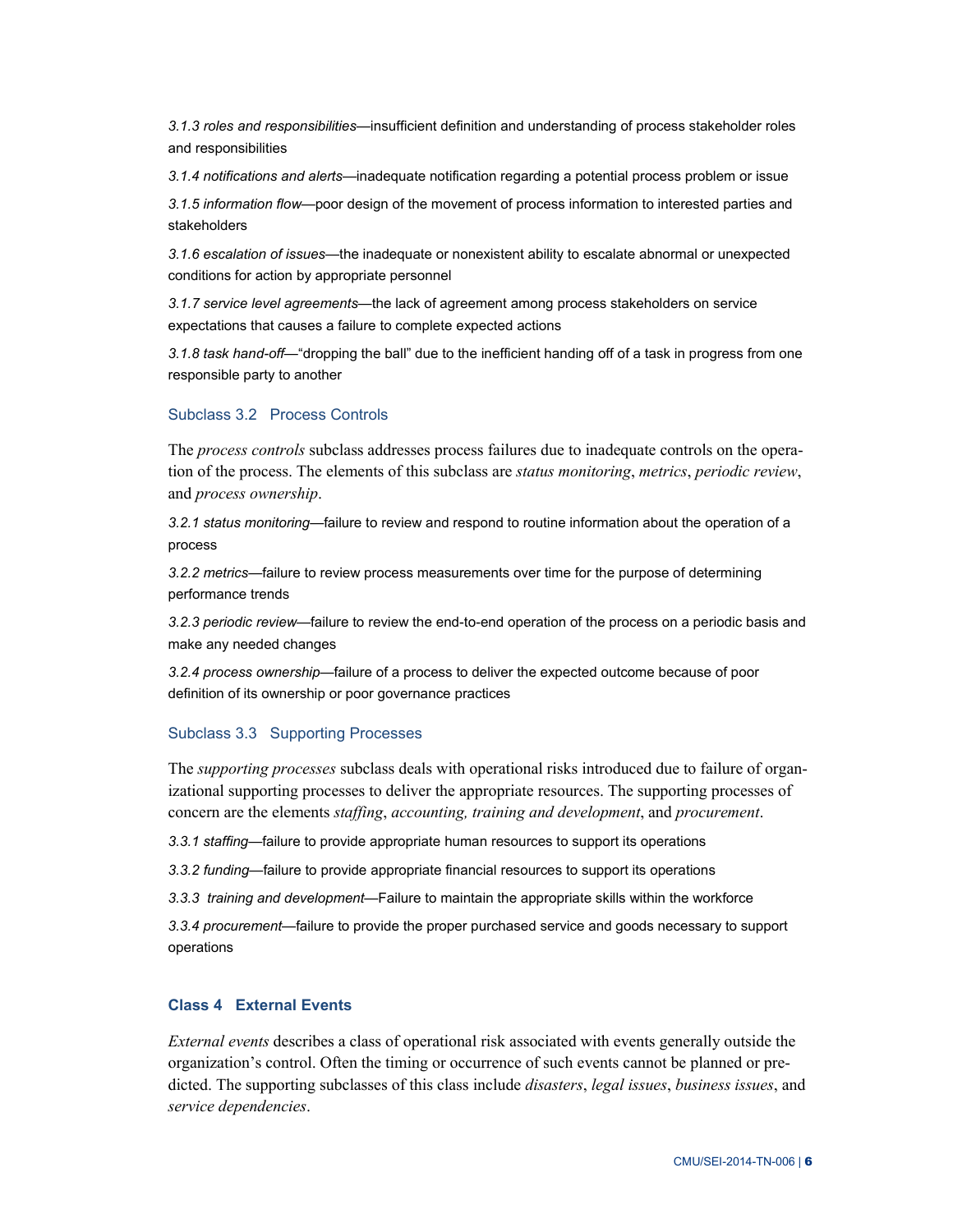*3.1.3 roles and responsibilities*—insufficient definition and understanding of process stakeholder roles and responsibilities

*3.1.4 notifications and alerts*—inadequate notification regarding a potential process problem or issue

*3.1.5 information flow*—poor design of the movement of process information to interested parties and stakeholders

*3.1.6 escalation of issues*—the inadequate or nonexistent ability to escalate abnormal or unexpected conditions for action by appropriate personnel

*3.1.7 service level agreements*—the lack of agreement among process stakeholders on service expectations that causes a failure to complete expected actions

*3.1.8 task hand-off*—“dropping the ball” due to the inefficient handing off of a task in progress from one responsible party to another

### Subclass 3.2 Process Controls

The *process controls* subclass addresses process failures due to inadequate controls on the operation of the process. The elements of this subclass are *status monitoring*, *metrics*, *periodic review*, and *process ownership*.

*3.2.1 status monitoring*—failure to review and respond to routine information about the operation of a process

*3.2.2 metrics*—failure to review process measurements over time for the purpose of determining performance trends

*3.2.3 periodic review*—failure to review the end-to-end operation of the process on a periodic basis and make any needed changes

*3.2.4 process ownership*—failure of a process to deliver the expected outcome because of poor definition of its ownership or poor governance practices

### Subclass 3.3 Supporting Processes

The *supporting processes* subclass deals with operational risks introduced due to failure of organizational supporting processes to deliver the appropriate resources. The supporting processes of concern are the elements *staffing*, *accounting, training and development*, and *procurement*.

*3.3.1 staffing*—failure to provide appropriate human resources to support its operations

*3.3.2 funding*—failure to provide appropriate financial resources to support its operations

*3.3.3 training and development*—Failure to maintain the appropriate skills within the workforce

*3.3.4 procurement*—failure to provide the proper purchased service and goods necessary to support operations

## Class 4 External Events

*External events* describes a class of operational risk associated with events generally outside the organization’s control. Often the timing or occurrence of such events cannot be planned or predicted. The supporting subclasses of this class include *disasters*, *legal issues*, *business issues*, and *service dependencies*.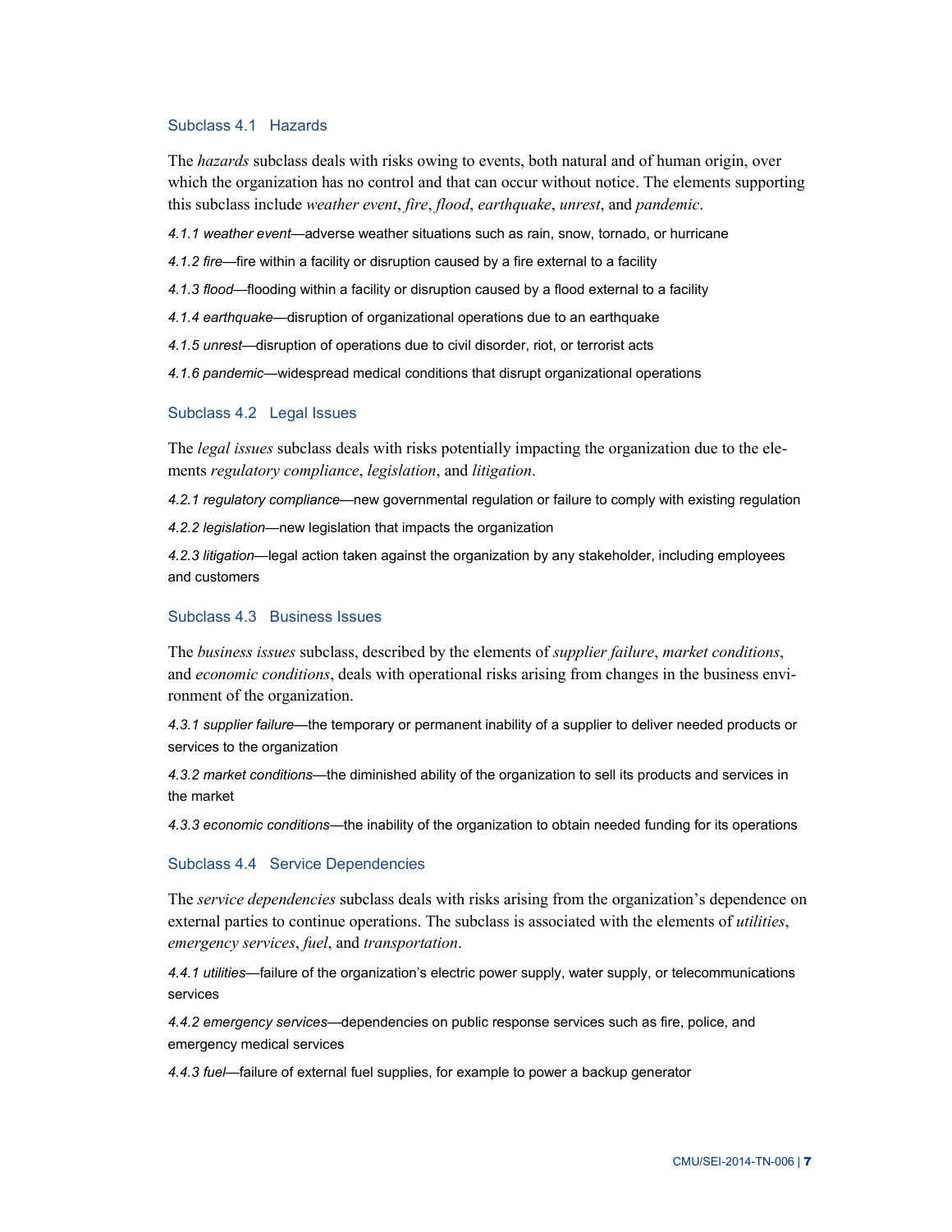### Subclass 4.1 Hazards

The *hazards* subclass deals with risks owing to events, both natural and of human origin, over which the organization has no control and that can occur without notice. The elements supporting this subclass include *weather event*, *fire*, *flood*, *earthquake*, *unrest*, and *pandemic*.

*4.1.1 weather event*—adverse weather situations such as rain, snow, tornado, or hurricane

*4.1.2 fire*—fire within a facility or disruption caused by a fire external to a facility

*4.1.3 flood*—flooding within a facility or disruption caused by a flood external to a facility

*4.1.4 earthquake*—disruption of organizational operations due to an earthquake

*4.1.5 unrest*—disruption of operations due to civil disorder, riot, or terrorist acts

*4.1.6 pandemic*—widespread medical conditions that disrupt organizational operations

### Subclass 4.2 Legal Issues

The *legal issues* subclass deals with risks potentially impacting the organization due to the elements *regulatory compliance*, *legislation*, and *litigation*.

*4.2.1 regulatory compliance*—new governmental regulation or failure to comply with existing regulation

*4.2.2 legislation*—new legislation that impacts the organization

*4.2.3 litigation*—legal action taken against the organization by any stakeholder, including employees and customers

### Subclass 4.3 Business Issues

The *business issues* subclass, described by the elements of *supplier failure*, *market conditions*, and *economic conditions*, deals with operational risks arising from changes in the business environment of the organization.

*4.3.1 supplier failure*—the temporary or permanent inability of a supplier to deliver needed products or services to the organization

*4.3.2 market conditions*—the diminished ability of the organization to sell its products and services in the market

*4.3.3 economic conditions*—the inability of the organization to obtain needed funding for its operations

### Subclass 4.4 Service Dependencies

The *service dependencies* subclass deals with risks arising from the organization's dependence on external parties to continue operations. The subclass is associated with the elements of *utilities*, *emergency services*, *fuel*, and *transportation*.

*4.4.1 utilities*—failure of the organization's electric power supply, water supply, or telecommunications services

*4.4.2 emergency services*—dependencies on public response services such as fire, police, and emergency medical services

*4.4.3 fuel*—failure of external fuel supplies, for example to power a backup generator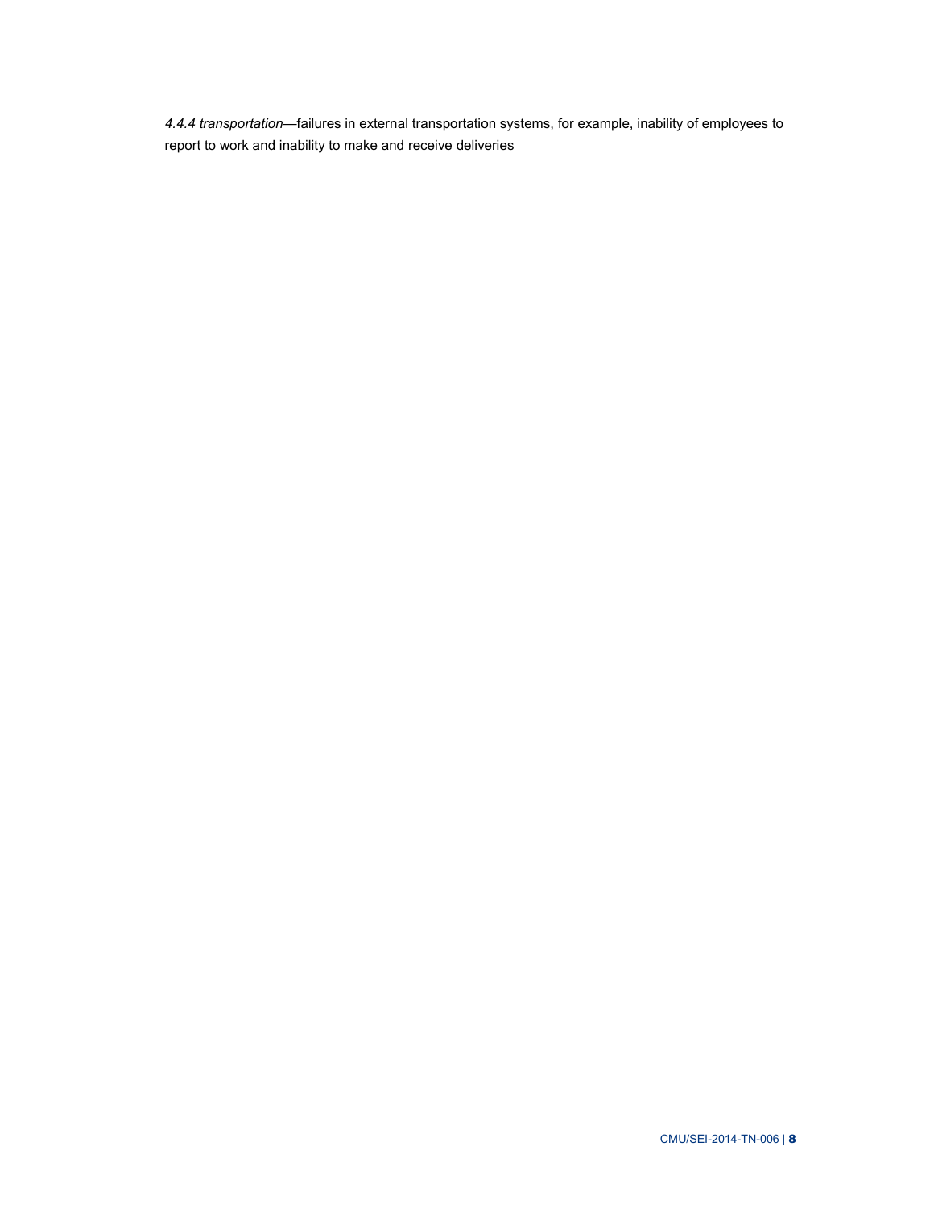*4.4.4 transportation*—failures in external transportation systems, for example, inability of employees to report to work and inability to make and receive deliveries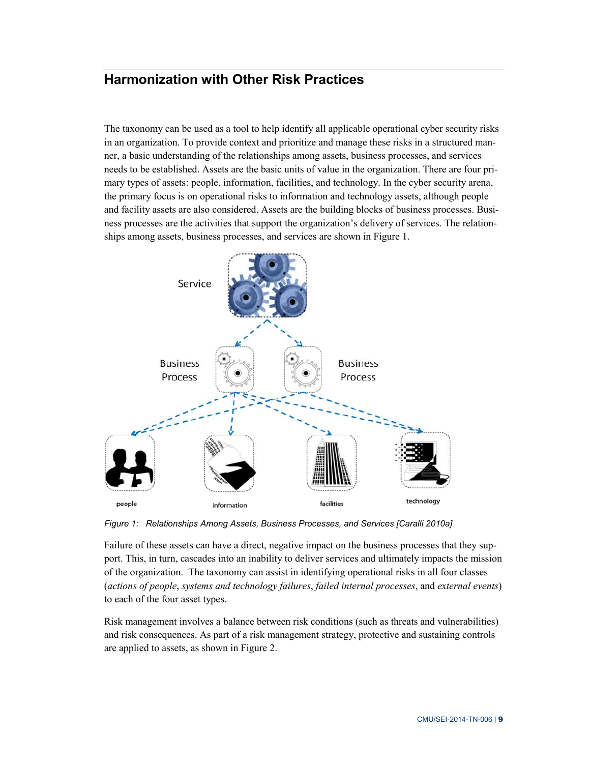## Harmonization with Other Risk Practices

The taxonomy can be used as a tool to help identify all applicable operational cyber security risks in an organization. To provide context and prioritize and manage these risks in a structured manner, a basic understanding of the relationships among assets, business processes, and services needs to be established. Assets are the basic units of value in the organization. There are four primary types of assets: people, information, facilities, and technology. In the cyber security arena, the primary focus is on operational risks to information and technology assets, although people and facility assets are also considered. Assets are the building blocks of business processes. Business processes are the activities that support the organization's delivery of services. The relationships among assets, business processes, and services are shown in Figure 1.

*Figure 1: Relationships Among Assets, Business Processes, and Services [Caralli 2010a]*

Failure of these assets can have a direct, negative impact on the business processes that they support. This, in turn, cascades into an inability to deliver services and ultimately impacts the mission of the organization. The taxonomy can assist in identifying operational risks in all four classes (*actions of people*, *systems and technology failures*, *failed internal processes*, and *external events*) to each of the four asset types.

Risk management involves a balance between risk conditions (such as threats and vulnerabilities) and risk consequences. As part of a risk management strategy, protective and sustaining controls are applied to assets, as shown in Figure 2.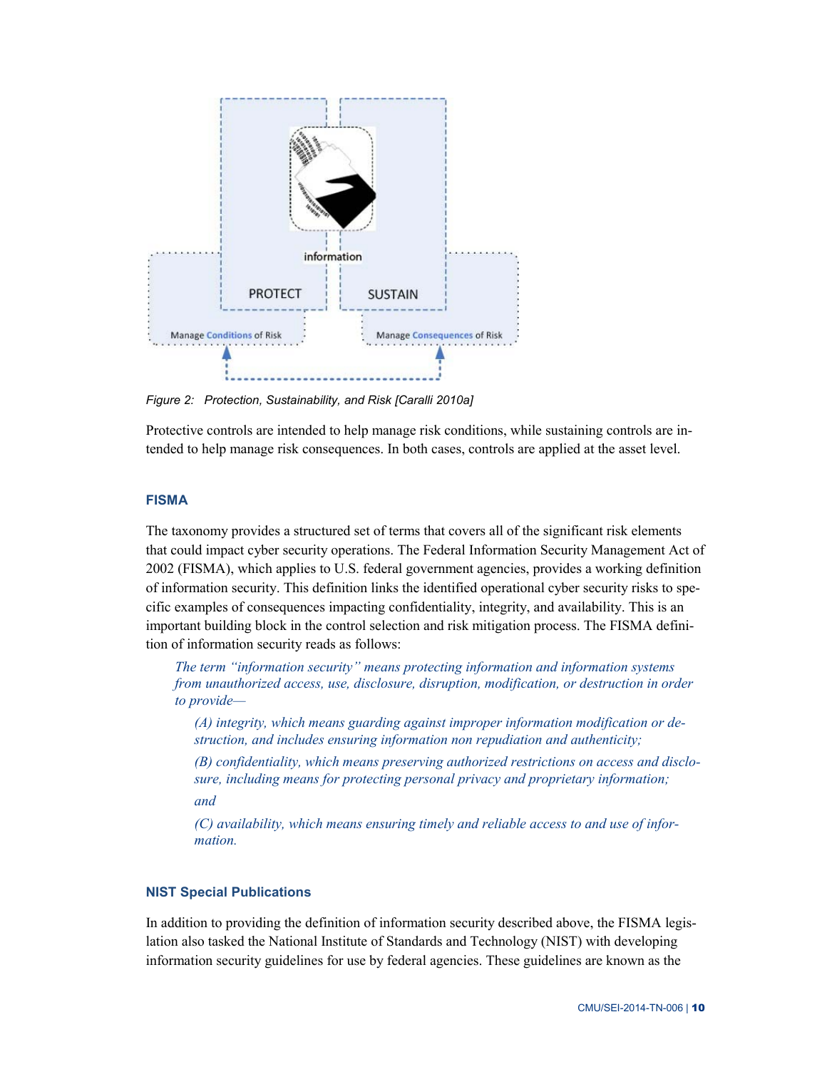Figure 2: Protection, Sustainability, and Risk [Caralli 2010a]

Protective controls are intended to help manage risk conditions, while sustaining controls are intended to help manage risk consequences. In both cases, controls are applied at the asset level.

### FISMA

The taxonomy provides a structured set of terms that covers all of the significant risk elements that could impact cyber security operations. The Federal Information Security Management Act of 2002 (FISMA), which applies to U.S. federal government agencies, provides a working definition of information security. This definition links the identified operational cyber security risks to specific examples of consequences impacting confidentiality, integrity, and availability. This is an important building block in the control selection and risk mitigation process. The FISMA definition of information security reads as follows:

> *The term "information security" means protecting information and information systems from unauthorized access, use, disclosure, disruption, modification, or destruction in order to provide—*
>
> > *(A) integrity, which means guarding against improper information modification or destruction, and includes ensuring information non repudiation and authenticity;*
> >
> > *(B) confidentiality, which means preserving authorized restrictions on access and disclosure, including means for protecting personal privacy and proprietary information;*
> >
> > *and*
> >
> > *(C) availability, which means ensuring timely and reliable access to and use of information.*

### NIST Special Publications

In addition to providing the definition of information security described above, the FISMA legislation also tasked the National Institute of Standards and Technology (NIST) with developing information security guidelines for use by federal agencies. These guidelines are known as the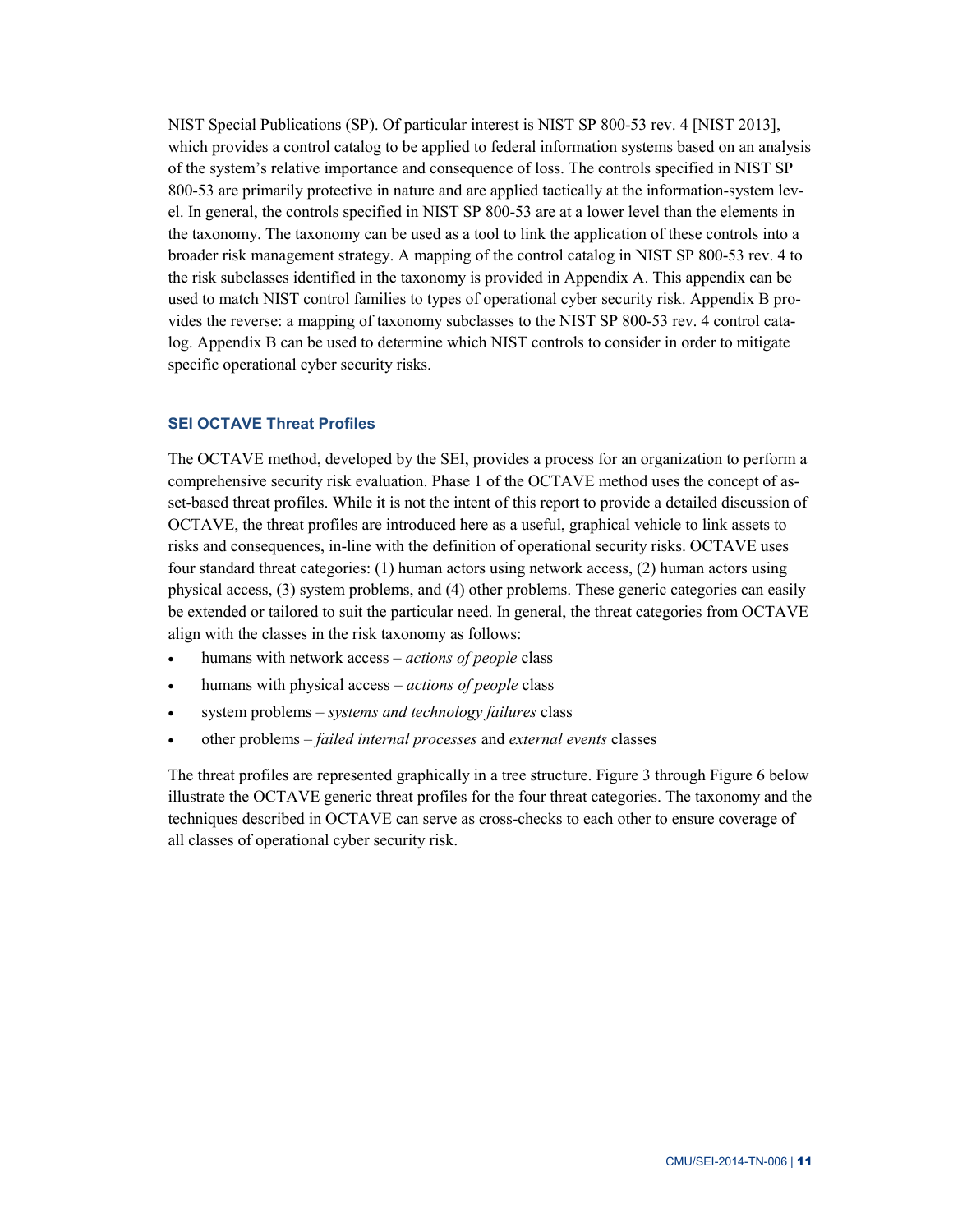NIST Special Publications (SP). Of particular interest is NIST SP 800-53 rev. 4 [NIST 2013], which provides a control catalog to be applied to federal information systems based on an analysis of the system's relative importance and consequence of loss. The controls specified in NIST SP 800-53 are primarily protective in nature and are applied tactically at the information-system level. In general, the controls specified in NIST SP 800-53 are at a lower level than the elements in the taxonomy. The taxonomy can be used as a tool to link the application of these controls into a broader risk management strategy. A mapping of the control catalog in NIST SP 800-53 rev. 4 to the risk subclasses identified in the taxonomy is provided in Appendix A. This appendix can be used to match NIST control families to types of operational cyber security risk. Appendix B provides the reverse: a mapping of taxonomy subclasses to the NIST SP 800-53 rev. 4 control catalog. Appendix B can be used to determine which NIST controls to consider in order to mitigate specific operational cyber security risks.

### SEI OCTAVE Threat Profiles

The OCTAVE method, developed by the SEI, provides a process for an organization to perform a comprehensive security risk evaluation. Phase 1 of the OCTAVE method uses the concept of asset-based threat profiles. While it is not the intent of this report to provide a detailed discussion of OCTAVE, the threat profiles are introduced here as a useful, graphical vehicle to link assets to risks and consequences, in-line with the definition of operational security risks. OCTAVE uses four standard threat categories: (1) human actors using network access, (2) human actors using physical access, (3) system problems, and (4) other problems. These generic categories can easily be extended or tailored to suit the particular need. In general, the threat categories from OCTAVE align with the classes in the risk taxonomy as follows:

- humans with network access – *actions of people* class
- humans with physical access – *actions of people* class
- system problems – *systems and technology failures* class
- other problems – *failed internal processes* and *external events* classes

The threat profiles are represented graphically in a tree structure. Figure 3 through Figure 6 below illustrate the OCTAVE generic threat profiles for the four threat categories. The taxonomy and the techniques described in OCTAVE can serve as cross-checks to each other to ensure coverage of all classes of operational cyber security risk.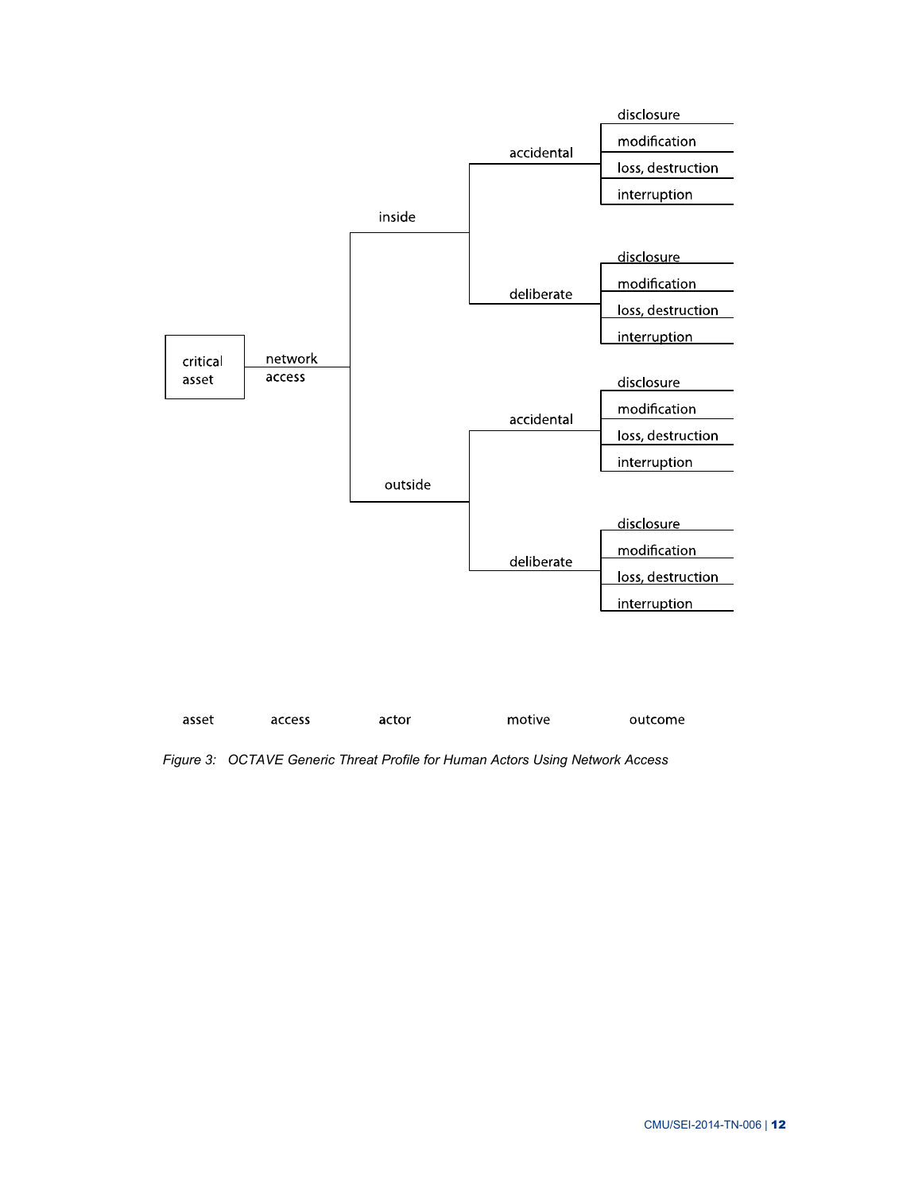| asset | access | actor | motive | outcome |
|---|---|---|---|---|
| critical asset | network access | inside | accidental | disclosure |
| | | | | modification |
| | | | | loss, destruction |
| | | | | interruption |
| | | | deliberate | disclosure |
| | | | | modification |
| | | | | loss, destruction |
| | | | | interruption |
| | | outside | accidental | disclosure |
| | | | | modification |
| | | | | loss, destruction |
| | | | | interruption |
| | | | deliberate | disclosure |
| | | | | modification |
| | | | | loss, destruction |
| | | | | interruption |

*Figure 3: OCTAVE Generic Threat Profile for Human Actors Using Network Access*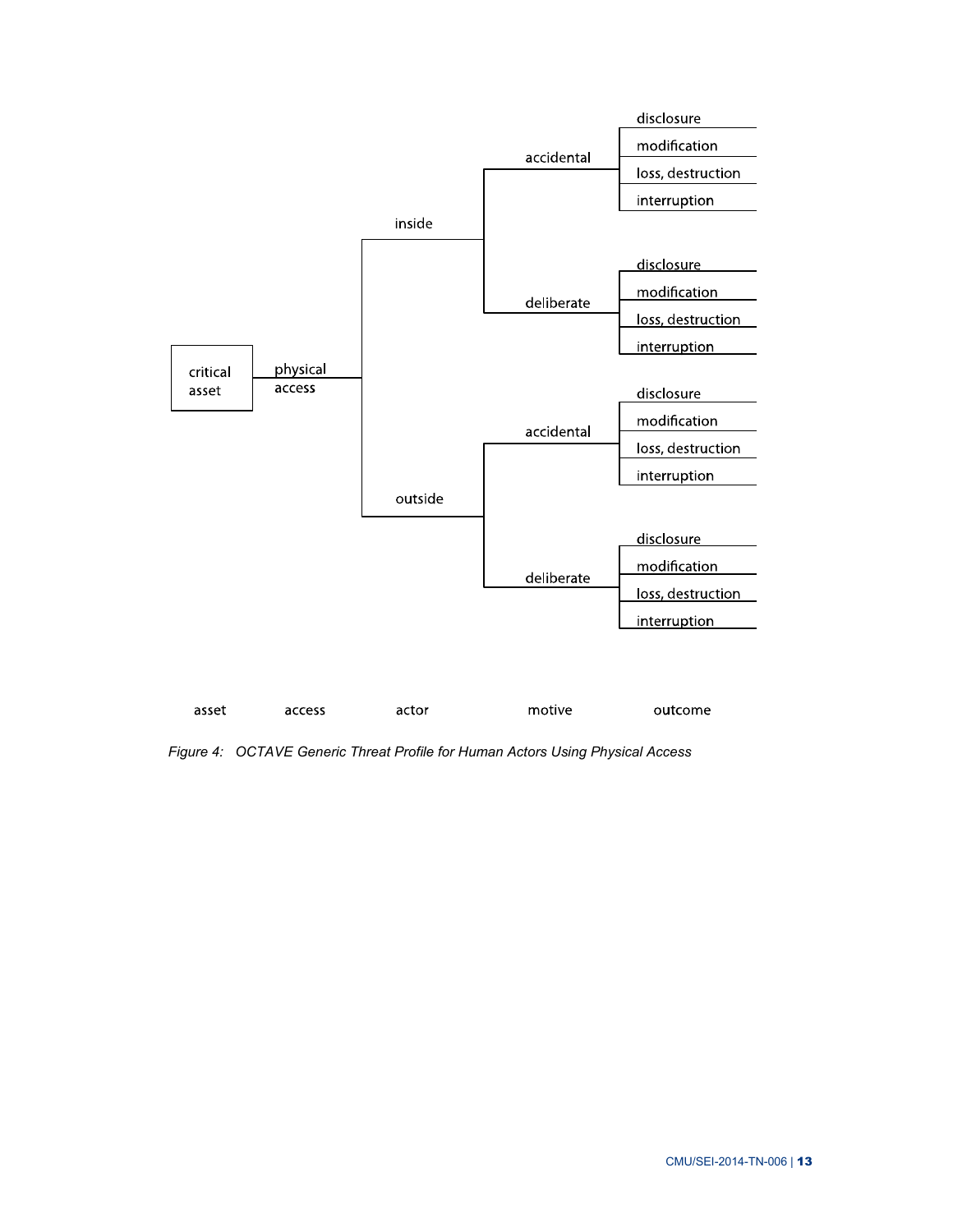- critical asset
  - physical access
    - inside
      - accidental
        - disclosure
        - modification
        - loss, destruction
        - interruption
      - deliberate
        - disclosure
        - modification
        - loss, destruction
        - interruption
    - outside
      - accidental
        - disclosure
        - modification
        - loss, destruction
        - interruption
      - deliberate
        - disclosure
        - modification
        - loss, destruction
        - interruption

asset | access | actor | motive | outcome

*Figure 4: OCTAVE Generic Threat Profile for Human Actors Using Physical Access*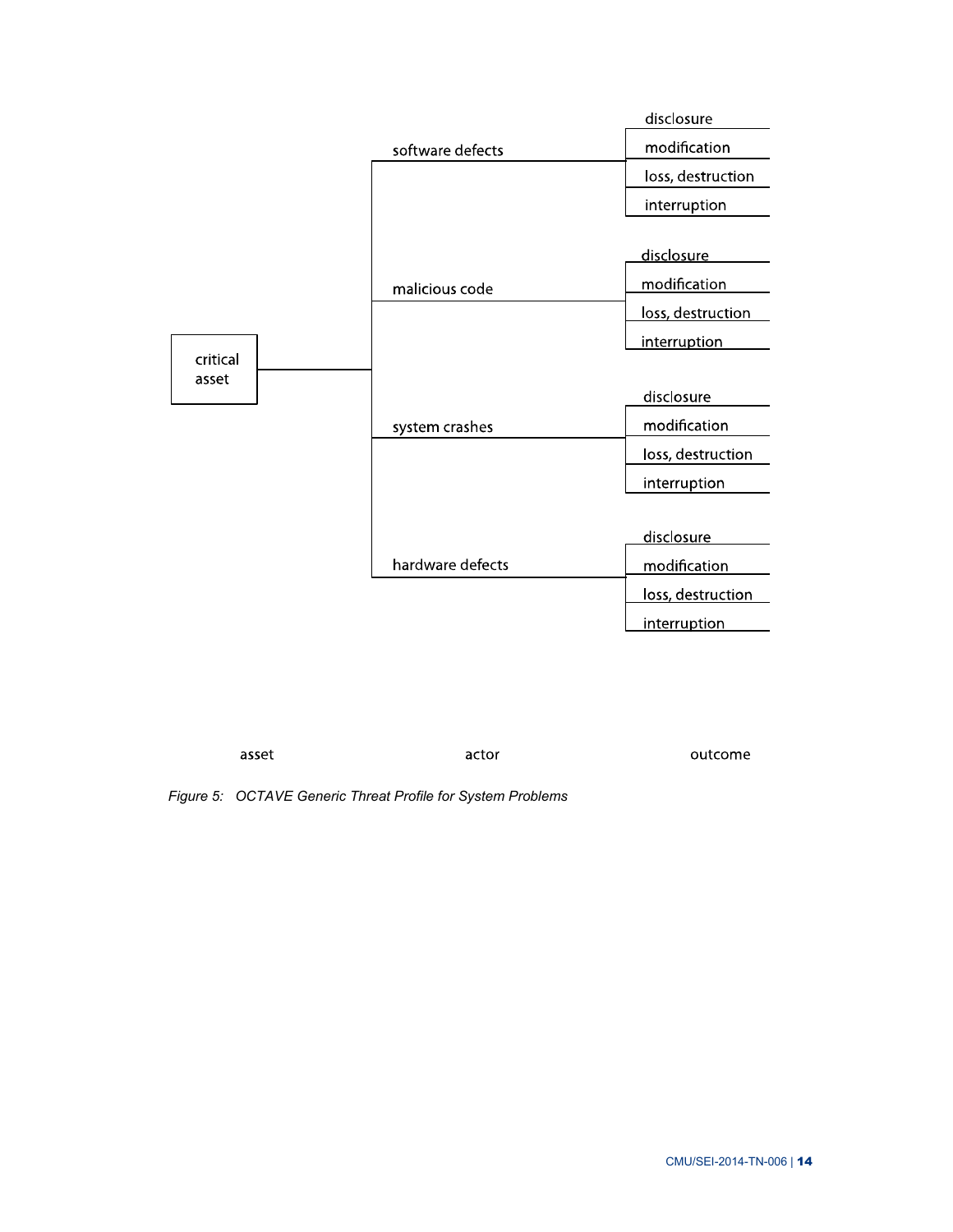| asset | actor | outcome |
| --- | --- | --- |
| critical asset | software defects | disclosure |
| | | modification |
| | | loss, destruction |
| | | interruption |
| | malicious code | disclosure |
| | | modification |
| | | loss, destruction |
| | | interruption |
| | system crashes | disclosure |
| | | modification |
| | | loss, destruction |
| | | interruption |
| | hardware defects | disclosure |
| | | modification |
| | | loss, destruction |
| | | interruption |

*Figure 5: OCTAVE Generic Threat Profile for System Problems*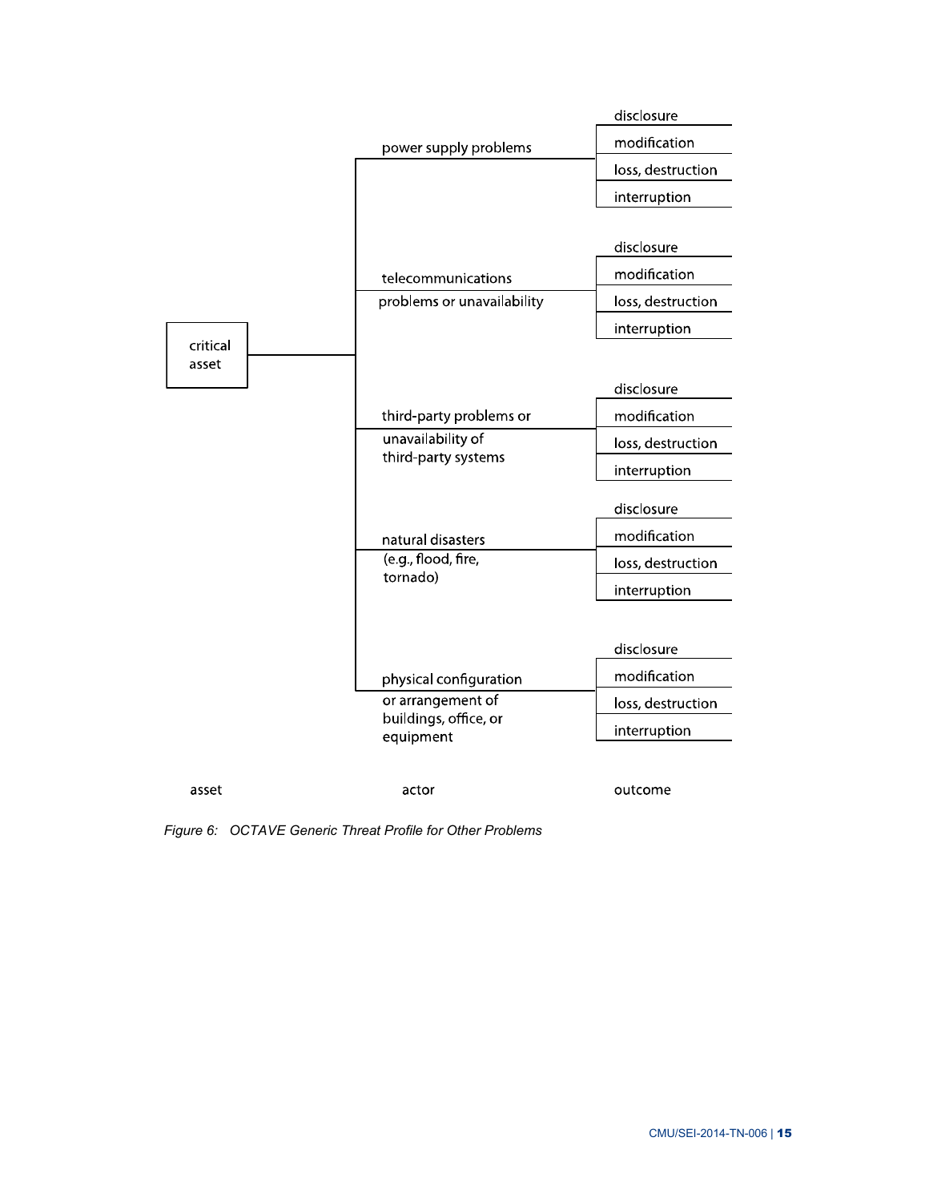| asset | actor | outcome |
|---|---|---|
| critical asset | power supply problems | disclosure |
| | | modification |
| | | loss, destruction |
| | | interruption |
| | telecommunications problems or unavailability | disclosure |
| | | modification |
| | | loss, destruction |
| | | interruption |
| | third-party problems or unavailability of third-party systems | disclosure |
| | | modification |
| | | loss, destruction |
| | | interruption |
| | natural disasters (e.g., flood, fire, tornado) | disclosure |
| | | modification |
| | | loss, destruction |
| | | interruption |
| | physical configuration or arrangement of buildings, office, or equipment | disclosure |
| | | modification |
| | | loss, destruction |
| | | interruption |

*Figure 6: OCTAVE Generic Threat Profile for Other Problems*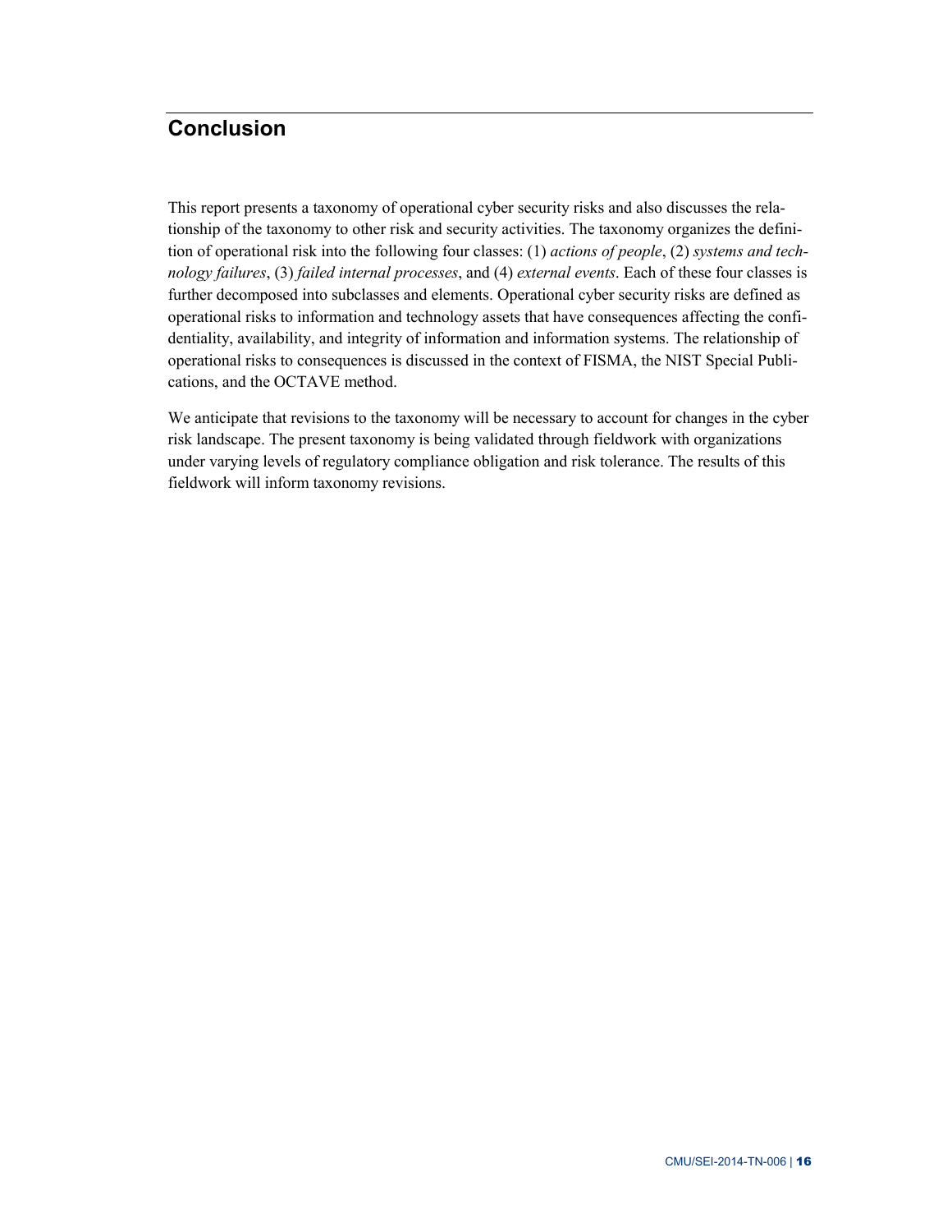# Conclusion

This report presents a taxonomy of operational cyber security risks and also discusses the relationship of the taxonomy to other risk and security activities. The taxonomy organizes the definition of operational risk into the following four classes: (1) *actions of people*, (2) *systems and technology failures*, (3) *failed internal processes*, and (4) *external events*. Each of these four classes is further decomposed into subclasses and elements. Operational cyber security risks are defined as operational risks to information and technology assets that have consequences affecting the confidentiality, availability, and integrity of information and information systems. The relationship of operational risks to consequences is discussed in the context of FISMA, the NIST Special Publications, and the OCTAVE method.

We anticipate that revisions to the taxonomy will be necessary to account for changes in the cyber risk landscape. The present taxonomy is being validated through fieldwork with organizations under varying levels of regulatory compliance obligation and risk tolerance. The results of this fieldwork will inform taxonomy revisions.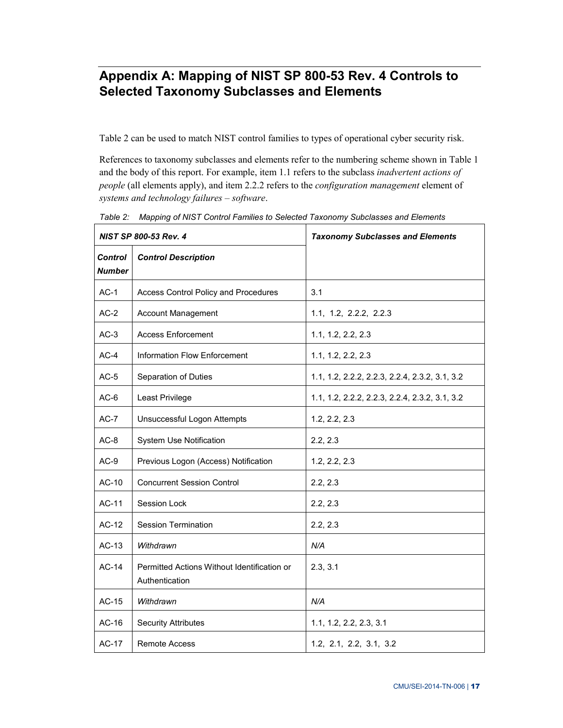# Appendix A: Mapping of NIST SP 800-53 Rev. 4 Controls to Selected Taxonomy Subclasses and Elements

Table 2 can be used to match NIST control families to types of operational cyber security risk.

References to taxonomy subclasses and elements refer to the numbering scheme shown in Table 1 and the body of this report. For example, item 1.1 refers to the subclass *inadvertent actions of people* (all elements apply), and item 2.2.2 refers to the *configuration management* element of *systems and technology failures – software*.

*Table 2: Mapping of NIST Control Families to Selected Taxonomy Subclasses and Elements*

| ***NIST SP 800-53 Rev. 4*** | | ***Taxonomy Subclasses and Elements*** |
|---|---|---|
| ***Control Number*** | ***Control Description*** | |
| AC-1 | Access Control Policy and Procedures | 3.1 |
| AC-2 | Account Management | 1.1, 1.2, 2.2.2, 2.2.3 |
| AC-3 | Access Enforcement | 1.1, 1.2, 2.2, 2.3 |
| AC-4 | Information Flow Enforcement | 1.1, 1.2, 2.2, 2.3 |
| AC-5 | Separation of Duties | 1.1, 1.2, 2.2.2, 2.2.3, 2.2.4, 2.3.2, 3.1, 3.2 |
| AC-6 | Least Privilege | 1.1, 1.2, 2.2.2, 2.2.3, 2.2.4, 2.3.2, 3.1, 3.2 |
| AC-7 | Unsuccessful Logon Attempts | 1.2, 2.2, 2.3 |
| AC-8 | System Use Notification | 2.2, 2.3 |
| AC-9 | Previous Logon (Access) Notification | 1.2, 2.2, 2.3 |
| AC-10 | Concurrent Session Control | 2.2, 2.3 |
| AC-11 | Session Lock | 2.2, 2.3 |
| AC-12 | Session Termination | 2.2, 2.3 |
| AC-13 | *Withdrawn* | *N/A* |
| AC-14 | Permitted Actions Without Identification or Authentication | 2.3, 3.1 |
| AC-15 | *Withdrawn* | *N/A* |
| AC-16 | Security Attributes | 1.1, 1.2, 2.2, 2.3, 3.1 |
| AC-17 | Remote Access | 1.2, 2.1, 2.2, 3.1, 3.2 |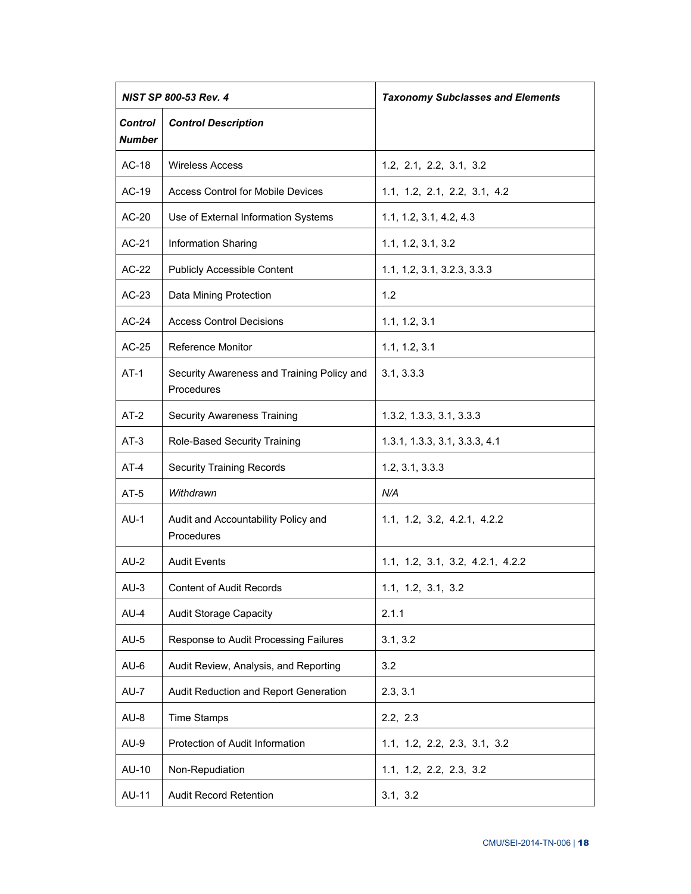| *NIST SP 800-53 Rev. 4* | | *Taxonomy Subclasses and Elements* |
|---|---|---|
| *Control Number* | *Control Description* | |
| AC-18 | Wireless Access | 1.2, 2.1, 2.2, 3.1, 3.2 |
| AC-19 | Access Control for Mobile Devices | 1.1, 1.2, 2.1, 2.2, 3.1, 4.2 |
| AC-20 | Use of External Information Systems | 1.1, 1.2, 3.1, 4.2, 4.3 |
| AC-21 | Information Sharing | 1.1, 1.2, 3.1, 3.2 |
| AC-22 | Publicly Accessible Content | 1.1, 1,2, 3.1, 3.2.3, 3.3.3 |
| AC-23 | Data Mining Protection | 1.2 |
| AC-24 | Access Control Decisions | 1.1, 1.2, 3.1 |
| AC-25 | Reference Monitor | 1.1, 1.2, 3.1 |
| AT-1 | Security Awareness and Training Policy and Procedures | 3.1, 3.3.3 |
| AT-2 | Security Awareness Training | 1.3.2, 1.3.3, 3.1, 3.3.3 |
| AT-3 | Role-Based Security Training | 1.3.1, 1.3.3, 3.1, 3.3.3, 4.1 |
| AT-4 | Security Training Records | 1.2, 3.1, 3.3.3 |
| AT-5 | *Withdrawn* | *N/A* |
| AU-1 | Audit and Accountability Policy and Procedures | 1.1, 1.2, 3.2, 4.2.1, 4.2.2 |
| AU-2 | Audit Events | 1.1, 1.2, 3.1, 3.2, 4.2.1, 4.2.2 |
| AU-3 | Content of Audit Records | 1.1, 1.2, 3.1, 3.2 |
| AU-4 | Audit Storage Capacity | 2.1.1 |
| AU-5 | Response to Audit Processing Failures | 3.1, 3.2 |
| AU-6 | Audit Review, Analysis, and Reporting | 3.2 |
| AU-7 | Audit Reduction and Report Generation | 2.3, 3.1 |
| AU-8 | Time Stamps | 2.2, 2.3 |
| AU-9 | Protection of Audit Information | 1.1, 1.2, 2.2, 2.3, 3.1, 3.2 |
| AU-10 | Non-Repudiation | 1.1, 1.2, 2.2, 2.3, 3.2 |
| AU-11 | Audit Record Retention | 3.1, 3.2 |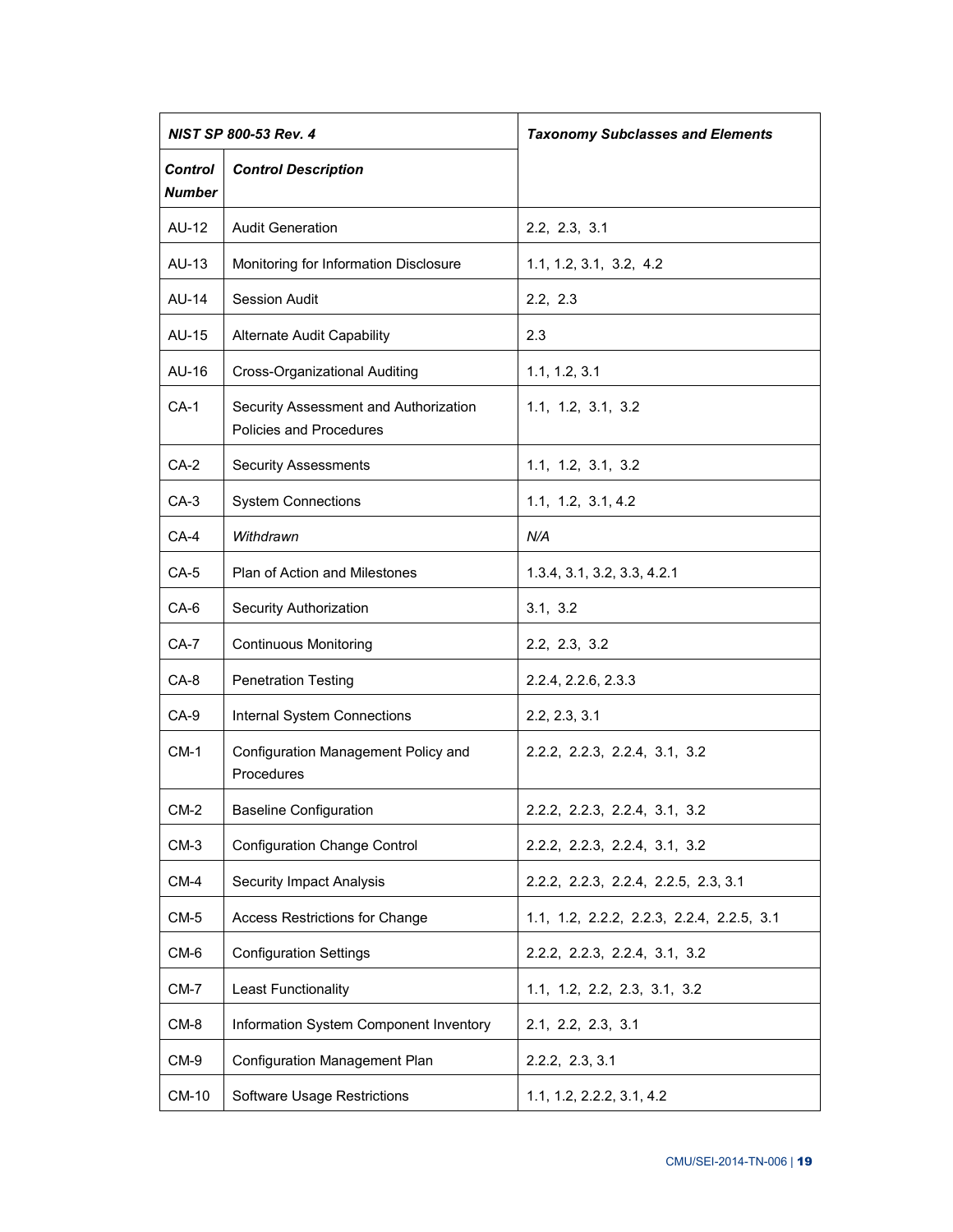| *NIST SP 800-53 Rev. 4* | | *Taxonomy Subclasses and Elements* |
|---|---|---|
| *Control Number* | *Control Description* | |
| AU-12 | Audit Generation | 2.2, 2.3, 3.1 |
| AU-13 | Monitoring for Information Disclosure | 1.1, 1.2, 3.1, 3.2, 4.2 |
| AU-14 | Session Audit | 2.2, 2.3 |
| AU-15 | Alternate Audit Capability | 2.3 |
| AU-16 | Cross-Organizational Auditing | 1.1, 1.2, 3.1 |
| CA-1 | Security Assessment and Authorization Policies and Procedures | 1.1, 1.2, 3.1, 3.2 |
| CA-2 | Security Assessments | 1.1, 1.2, 3.1, 3.2 |
| CA-3 | System Connections | 1.1, 1.2, 3.1, 4.2 |
| CA-4 | *Withdrawn* | *N/A* |
| CA-5 | Plan of Action and Milestones | 1.3.4, 3.1, 3.2, 3.3, 4.2.1 |
| CA-6 | Security Authorization | 3.1, 3.2 |
| CA-7 | Continuous Monitoring | 2.2, 2.3, 3.2 |
| CA-8 | Penetration Testing | 2.2.4, 2.2.6, 2.3.3 |
| CA-9 | Internal System Connections | 2.2, 2.3, 3.1 |
| CM-1 | Configuration Management Policy and Procedures | 2.2.2, 2.2.3, 2.2.4, 3.1, 3.2 |
| CM-2 | Baseline Configuration | 2.2.2, 2.2.3, 2.2.4, 3.1, 3.2 |
| CM-3 | Configuration Change Control | 2.2.2, 2.2.3, 2.2.4, 3.1, 3.2 |
| CM-4 | Security Impact Analysis | 2.2.2, 2.2.3, 2.2.4, 2.2.5, 2.3, 3.1 |
| CM-5 | Access Restrictions for Change | 1.1, 1.2, 2.2.2, 2.2.3, 2.2.4, 2.2.5, 3.1 |
| CM-6 | Configuration Settings | 2.2.2, 2.2.3, 2.2.4, 3.1, 3.2 |
| CM-7 | Least Functionality | 1.1, 1.2, 2.2, 2.3, 3.1, 3.2 |
| CM-8 | Information System Component Inventory | 2.1, 2.2, 2.3, 3.1 |
| CM-9 | Configuration Management Plan | 2.2.2, 2.3, 3.1 |
| CM-10 | Software Usage Restrictions | 1.1, 1.2, 2.2.2, 3.1, 4.2 |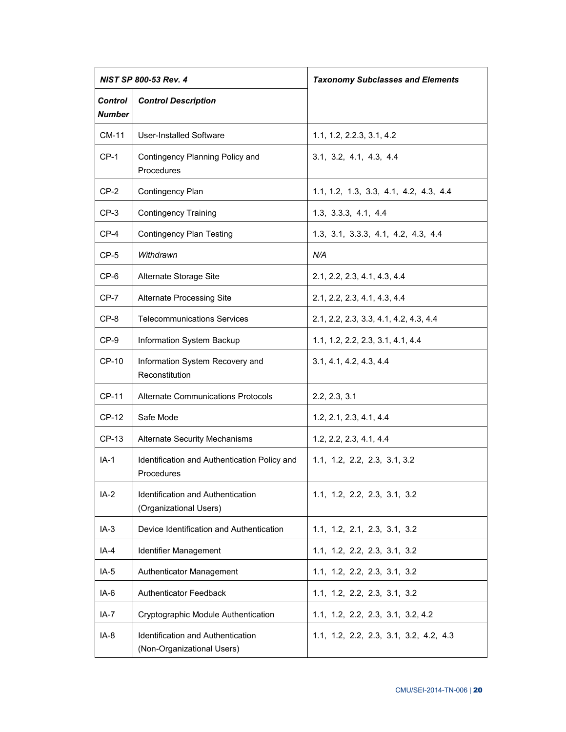| *NIST SP 800-53 Rev. 4* | | *Taxonomy Subclasses and Elements* |
|---|---|---|
| ***Control Number*** | ***Control Description*** | |
| CM-11 | User-Installed Software | 1.1, 1.2, 2.2.3, 3.1, 4.2 |
| CP-1 | Contingency Planning Policy and Procedures | 3.1, 3.2, 4.1, 4.3, 4.4 |
| CP-2 | Contingency Plan | 1.1, 1.2, 1.3, 3.3, 4.1, 4.2, 4.3, 4.4 |
| CP-3 | Contingency Training | 1.3, 3.3.3, 4.1, 4.4 |
| CP-4 | Contingency Plan Testing | 1.3, 3.1, 3.3.3, 4.1, 4.2, 4.3, 4.4 |
| CP-5 | *Withdrawn* | *N/A* |
| CP-6 | Alternate Storage Site | 2.1, 2.2, 2.3, 4.1, 4.3, 4.4 |
| CP-7 | Alternate Processing Site | 2.1, 2.2, 2.3, 4.1, 4.3, 4.4 |
| CP-8 | Telecommunications Services | 2.1, 2.2, 2.3, 3.3, 4.1, 4.2, 4.3, 4.4 |
| CP-9 | Information System Backup | 1.1, 1.2, 2.2, 2.3, 3.1, 4.1, 4.4 |
| CP-10 | Information System Recovery and Reconstitution | 3.1, 4.1, 4.2, 4.3, 4.4 |
| CP-11 | Alternate Communications Protocols | 2.2, 2.3, 3.1 |
| CP-12 | Safe Mode | 1.2, 2.1, 2.3, 4.1, 4.4 |
| CP-13 | Alternate Security Mechanisms | 1.2, 2.2, 2.3, 4.1, 4.4 |
| IA-1 | Identification and Authentication Policy and Procedures | 1.1, 1.2, 2.2, 2.3, 3.1, 3.2 |
| IA-2 | Identification and Authentication (Organizational Users) | 1.1, 1.2, 2.2, 2.3, 3.1, 3.2 |
| IA-3 | Device Identification and Authentication | 1.1, 1.2, 2.1, 2.3, 3.1, 3.2 |
| IA-4 | Identifier Management | 1.1, 1.2, 2.2, 2.3, 3.1, 3.2 |
| IA-5 | Authenticator Management | 1.1, 1.2, 2.2, 2.3, 3.1, 3.2 |
| IA-6 | Authenticator Feedback | 1.1, 1.2, 2.2, 2.3, 3.1, 3.2 |
| IA-7 | Cryptographic Module Authentication | 1.1, 1.2, 2.2, 2.3, 3.1, 3.2, 4.2 |
| IA-8 | Identification and Authentication (Non-Organizational Users) | 1.1, 1.2, 2.2, 2.3, 3.1, 3.2, 4.2, 4.3 |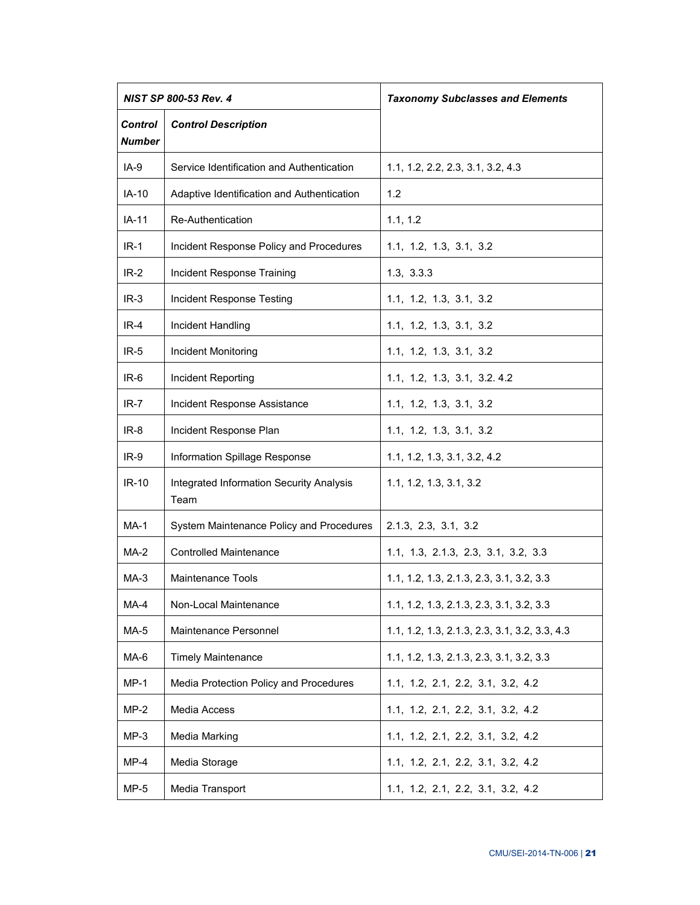| *NIST SP 800-53 Rev. 4* | | *Taxonomy Subclasses and Elements* |
|---|---|---|
| ***Control Number*** | ***Control Description*** | |
| IA-9 | Service Identification and Authentication | 1.1, 1.2, 2.2, 2.3, 3.1, 3.2, 4.3 |
| IA-10 | Adaptive Identification and Authentication | 1.2 |
| IA-11 | Re-Authentication | 1.1, 1.2 |
| IR-1 | Incident Response Policy and Procedures | 1.1, 1.2, 1.3, 3.1, 3.2 |
| IR-2 | Incident Response Training | 1.3, 3.3.3 |
| IR-3 | Incident Response Testing | 1.1, 1.2, 1.3, 3.1, 3.2 |
| IR-4 | Incident Handling | 1.1, 1.2, 1.3, 3.1, 3.2 |
| IR-5 | Incident Monitoring | 1.1, 1.2, 1.3, 3.1, 3.2 |
| IR-6 | Incident Reporting | 1.1, 1.2, 1.3, 3.1, 3.2. 4.2 |
| IR-7 | Incident Response Assistance | 1.1, 1.2, 1.3, 3.1, 3.2 |
| IR-8 | Incident Response Plan | 1.1, 1.2, 1.3, 3.1, 3.2 |
| IR-9 | Information Spillage Response | 1.1, 1.2, 1.3, 3.1, 3.2, 4.2 |
| IR-10 | Integrated Information Security Analysis Team | 1.1, 1.2, 1.3, 3.1, 3.2 |
| MA-1 | System Maintenance Policy and Procedures | 2.1.3, 2.3, 3.1, 3.2 |
| MA-2 | Controlled Maintenance | 1.1, 1.3, 2.1.3, 2.3, 3.1, 3.2, 3.3 |
| MA-3 | Maintenance Tools | 1.1, 1.2, 1.3, 2.1.3, 2.3, 3.1, 3.2, 3.3 |
| MA-4 | Non-Local Maintenance | 1.1, 1.2, 1.3, 2.1.3, 2.3, 3.1, 3.2, 3.3 |
| MA-5 | Maintenance Personnel | 1.1, 1.2, 1.3, 2.1.3, 2.3, 3.1, 3.2, 3.3, 4.3 |
| MA-6 | Timely Maintenance | 1.1, 1.2, 1.3, 2.1.3, 2.3, 3.1, 3.2, 3.3 |
| MP-1 | Media Protection Policy and Procedures | 1.1, 1.2, 2.1, 2.2, 3.1, 3.2, 4.2 |
| MP-2 | Media Access | 1.1, 1.2, 2.1, 2.2, 3.1, 3.2, 4.2 |
| MP-3 | Media Marking | 1.1, 1.2, 2.1, 2.2, 3.1, 3.2, 4.2 |
| MP-4 | Media Storage | 1.1, 1.2, 2.1, 2.2, 3.1, 3.2, 4.2 |
| MP-5 | Media Transport | 1.1, 1.2, 2.1, 2.2, 3.1, 3.2, 4.2 |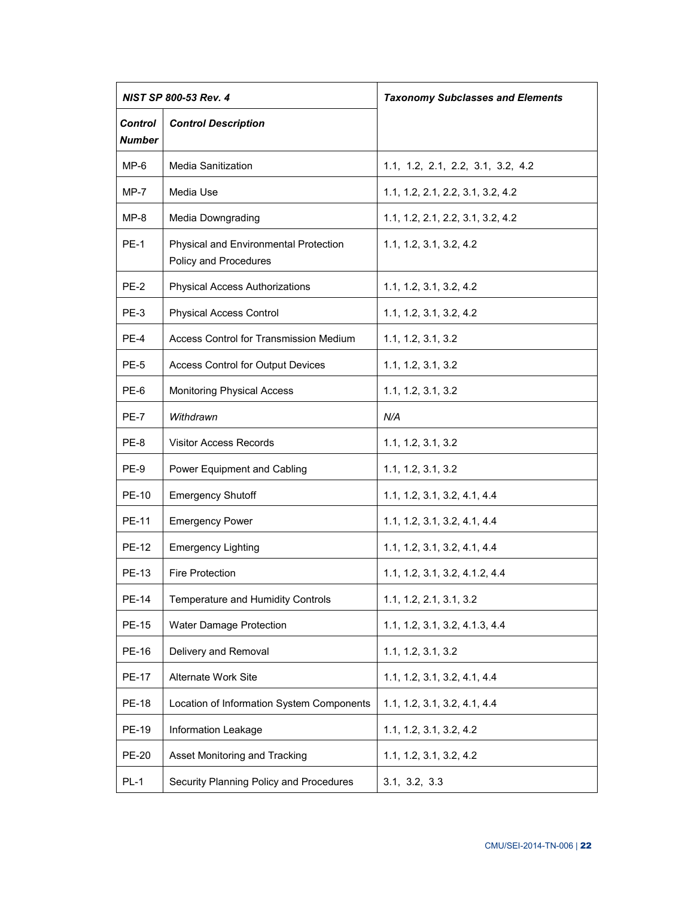| NIST SP 800-53 Rev. 4 | | Taxonomy Subclasses and Elements |
|---|---|---|
| **Control Number** | **Control Description** | |
| MP-6 | Media Sanitization | 1.1, 1.2, 2.1, 2.2, 3.1, 3.2, 4.2 |
| MP-7 | Media Use | 1.1, 1.2, 2.1, 2.2, 3.1, 3.2, 4.2 |
| MP-8 | Media Downgrading | 1.1, 1.2, 2.1, 2.2, 3.1, 3.2, 4.2 |
| PE-1 | Physical and Environmental Protection Policy and Procedures | 1.1, 1.2, 3.1, 3.2, 4.2 |
| PE-2 | Physical Access Authorizations | 1.1, 1.2, 3.1, 3.2, 4.2 |
| PE-3 | Physical Access Control | 1.1, 1.2, 3.1, 3.2, 4.2 |
| PE-4 | Access Control for Transmission Medium | 1.1, 1.2, 3.1, 3.2 |
| PE-5 | Access Control for Output Devices | 1.1, 1.2, 3.1, 3.2 |
| PE-6 | Monitoring Physical Access | 1.1, 1.2, 3.1, 3.2 |
| PE-7 | *Withdrawn* | *N/A* |
| PE-8 | Visitor Access Records | 1.1, 1.2, 3.1, 3.2 |
| PE-9 | Power Equipment and Cabling | 1.1, 1.2, 3.1, 3.2 |
| PE-10 | Emergency Shutoff | 1.1, 1.2, 3.1, 3.2, 4.1, 4.4 |
| PE-11 | Emergency Power | 1.1, 1.2, 3.1, 3.2, 4.1, 4.4 |
| PE-12 | Emergency Lighting | 1.1, 1.2, 3.1, 3.2, 4.1, 4.4 |
| PE-13 | Fire Protection | 1.1, 1.2, 3.1, 3.2, 4.1.2, 4.4 |
| PE-14 | Temperature and Humidity Controls | 1.1, 1.2, 2.1, 3.1, 3.2 |
| PE-15 | Water Damage Protection | 1.1, 1.2, 3.1, 3.2, 4.1.3, 4.4 |
| PE-16 | Delivery and Removal | 1.1, 1.2, 3.1, 3.2 |
| PE-17 | Alternate Work Site | 1.1, 1.2, 3.1, 3.2, 4.1, 4.4 |
| PE-18 | Location of Information System Components | 1.1, 1.2, 3.1, 3.2, 4.1, 4.4 |
| PE-19 | Information Leakage | 1.1, 1.2, 3.1, 3.2, 4.2 |
| PE-20 | Asset Monitoring and Tracking | 1.1, 1.2, 3.1, 3.2, 4.2 |
| PL-1 | Security Planning Policy and Procedures | 3.1, 3.2, 3.3 |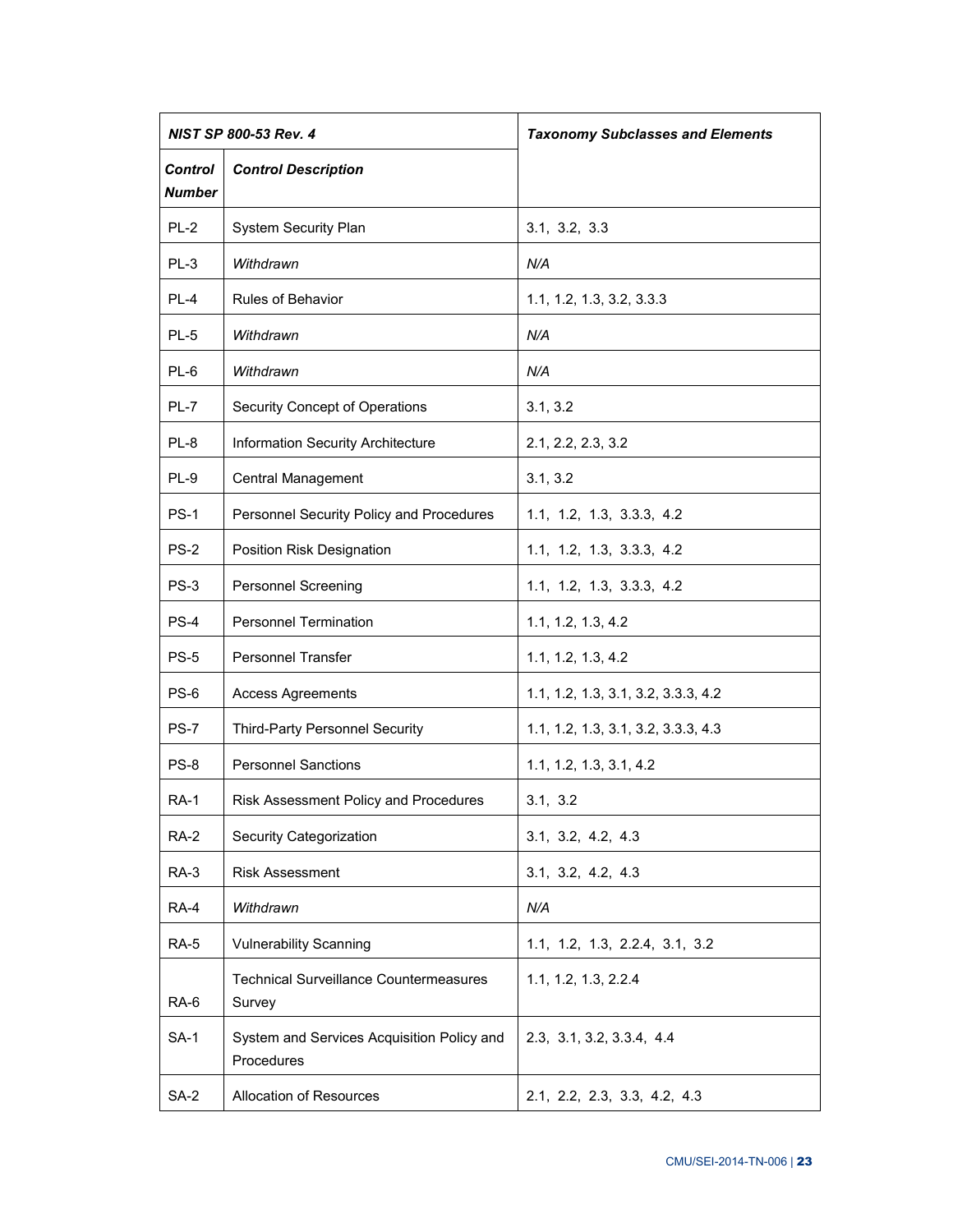| *NIST SP 800-53 Rev. 4* | | *Taxonomy Subclasses and Elements* |
|---|---|---|
| *Control Number* | *Control Description* | |
| PL-2 | System Security Plan | 3.1, 3.2, 3.3 |
| PL-3 | *Withdrawn* | *N/A* |
| PL-4 | Rules of Behavior | 1.1, 1.2, 1.3, 3.2, 3.3.3 |
| PL-5 | *Withdrawn* | *N/A* |
| PL-6 | *Withdrawn* | *N/A* |
| PL-7 | Security Concept of Operations | 3.1, 3.2 |
| PL-8 | Information Security Architecture | 2.1, 2.2, 2.3, 3.2 |
| PL-9 | Central Management | 3.1, 3.2 |
| PS-1 | Personnel Security Policy and Procedures | 1.1, 1.2, 1.3, 3.3.3, 4.2 |
| PS-2 | Position Risk Designation | 1.1, 1.2, 1.3, 3.3.3, 4.2 |
| PS-3 | Personnel Screening | 1.1, 1.2, 1.3, 3.3.3, 4.2 |
| PS-4 | Personnel Termination | 1.1, 1.2, 1.3, 4.2 |
| PS-5 | Personnel Transfer | 1.1, 1.2, 1.3, 4.2 |
| PS-6 | Access Agreements | 1.1, 1.2, 1.3, 3.1, 3.2, 3.3.3, 4.2 |
| PS-7 | Third-Party Personnel Security | 1.1, 1.2, 1.3, 3.1, 3.2, 3.3.3, 4.3 |
| PS-8 | Personnel Sanctions | 1.1, 1.2, 1.3, 3.1, 4.2 |
| RA-1 | Risk Assessment Policy and Procedures | 3.1, 3.2 |
| RA-2 | Security Categorization | 3.1, 3.2, 4.2, 4.3 |
| RA-3 | Risk Assessment | 3.1, 3.2, 4.2, 4.3 |
| RA-4 | *Withdrawn* | *N/A* |
| RA-5 | Vulnerability Scanning | 1.1, 1.2, 1.3, 2.2.4, 3.1, 3.2 |
| RA-6 | Technical Surveillance Countermeasures Survey | 1.1, 1.2, 1.3, 2.2.4 |
| SA-1 | System and Services Acquisition Policy and Procedures | 2.3, 3.1, 3.2, 3.3.4, 4.4 |
| SA-2 | Allocation of Resources | 2.1, 2.2, 2.3, 3.3, 4.2, 4.3 |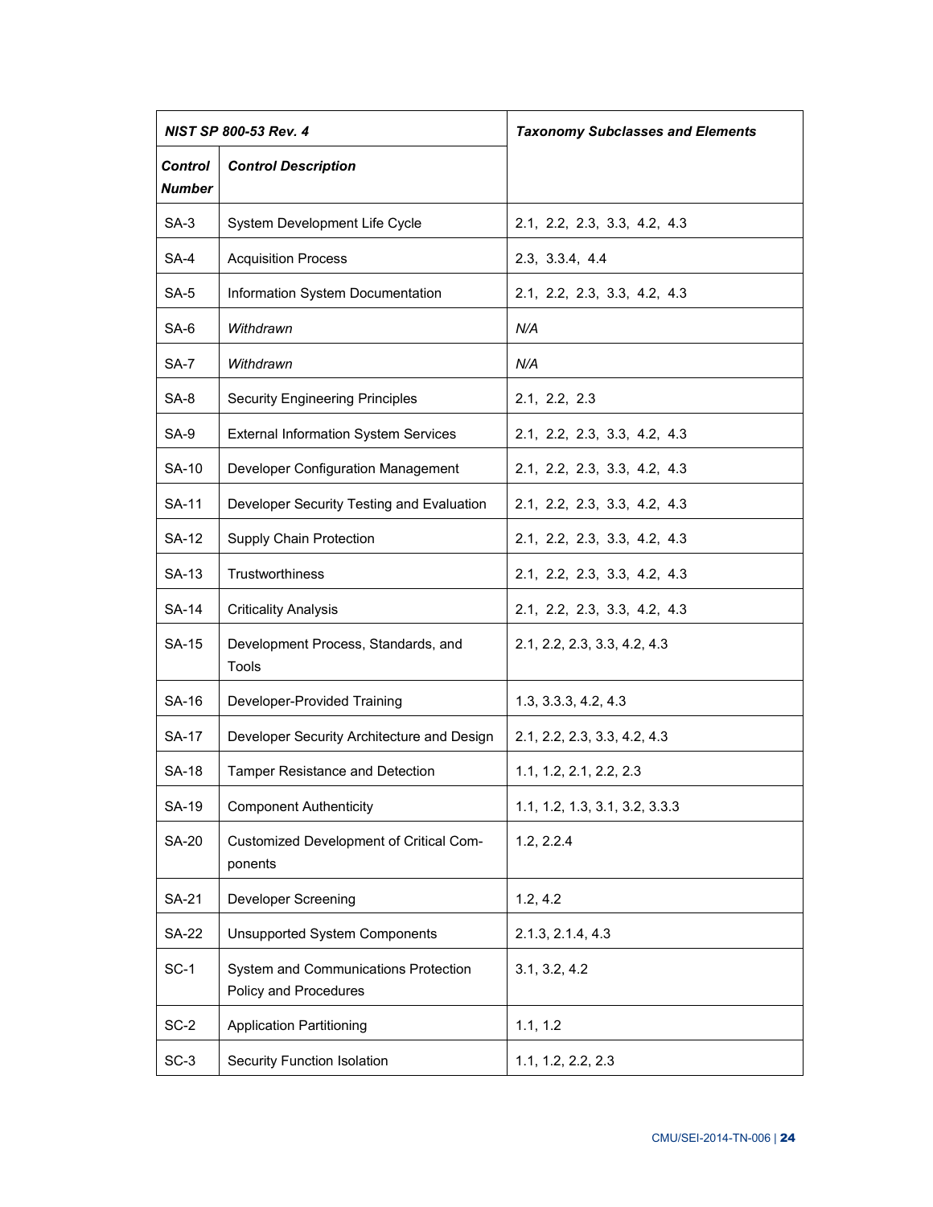| *NIST SP 800-53 Rev. 4* | | *Taxonomy Subclasses and Elements* |
|---|---|---|
| *Control Number* | *Control Description* | |
| SA-3 | System Development Life Cycle | 2.1, 2.2, 2.3, 3.3, 4.2, 4.3 |
| SA-4 | Acquisition Process | 2.3, 3.3.4, 4.4 |
| SA-5 | Information System Documentation | 2.1, 2.2, 2.3, 3.3, 4.2, 4.3 |
| SA-6 | *Withdrawn* | *N/A* |
| SA-7 | *Withdrawn* | *N/A* |
| SA-8 | Security Engineering Principles | 2.1, 2.2, 2.3 |
| SA-9 | External Information System Services | 2.1, 2.2, 2.3, 3.3, 4.2, 4.3 |
| SA-10 | Developer Configuration Management | 2.1, 2.2, 2.3, 3.3, 4.2, 4.3 |
| SA-11 | Developer Security Testing and Evaluation | 2.1, 2.2, 2.3, 3.3, 4.2, 4.3 |
| SA-12 | Supply Chain Protection | 2.1, 2.2, 2.3, 3.3, 4.2, 4.3 |
| SA-13 | Trustworthiness | 2.1, 2.2, 2.3, 3.3, 4.2, 4.3 |
| SA-14 | Criticality Analysis | 2.1, 2.2, 2.3, 3.3, 4.2, 4.3 |
| SA-15 | Development Process, Standards, and Tools | 2.1, 2.2, 2.3, 3.3, 4.2, 4.3 |
| SA-16 | Developer-Provided Training | 1.3, 3.3.3, 4.2, 4.3 |
| SA-17 | Developer Security Architecture and Design | 2.1, 2.2, 2.3, 3.3, 4.2, 4.3 |
| SA-18 | Tamper Resistance and Detection | 1.1, 1.2, 2.1, 2.2, 2.3 |
| SA-19 | Component Authenticity | 1.1, 1.2, 1.3, 3.1, 3.2, 3.3.3 |
| SA-20 | Customized Development of Critical Components | 1.2, 2.2.4 |
| SA-21 | Developer Screening | 1.2, 4.2 |
| SA-22 | Unsupported System Components | 2.1.3, 2.1.4, 4.3 |
| SC-1 | System and Communications Protection Policy and Procedures | 3.1, 3.2, 4.2 |
| SC-2 | Application Partitioning | 1.1, 1.2 |
| SC-3 | Security Function Isolation | 1.1, 1.2, 2.2, 2.3 |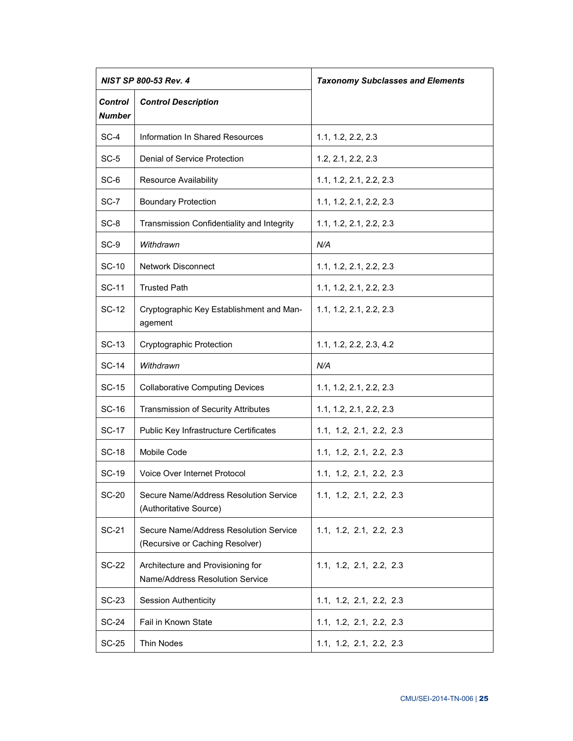| *NIST SP 800-53 Rev. 4* | | *Taxonomy Subclasses and Elements* |
|---|---|---|
| ***Control Number*** | ***Control Description*** | |
| SC-4 | Information In Shared Resources | 1.1, 1.2, 2.2, 2.3 |
| SC-5 | Denial of Service Protection | 1.2, 2.1, 2.2, 2.3 |
| SC-6 | Resource Availability | 1.1, 1.2, 2.1, 2.2, 2.3 |
| SC-7 | Boundary Protection | 1.1, 1.2, 2.1, 2.2, 2.3 |
| SC-8 | Transmission Confidentiality and Integrity | 1.1, 1.2, 2.1, 2.2, 2.3 |
| SC-9 | *Withdrawn* | *N/A* |
| SC-10 | Network Disconnect | 1.1, 1.2, 2.1, 2.2, 2.3 |
| SC-11 | Trusted Path | 1.1, 1.2, 2.1, 2.2, 2.3 |
| SC-12 | Cryptographic Key Establishment and Management | 1.1, 1.2, 2.1, 2.2, 2.3 |
| SC-13 | Cryptographic Protection | 1.1, 1.2, 2.2, 2.3, 4.2 |
| SC-14 | *Withdrawn* | *N/A* |
| SC-15 | Collaborative Computing Devices | 1.1, 1.2, 2.1, 2.2, 2.3 |
| SC-16 | Transmission of Security Attributes | 1.1, 1.2, 2.1, 2.2, 2.3 |
| SC-17 | Public Key Infrastructure Certificates | 1.1, 1.2, 2.1, 2.2, 2.3 |
| SC-18 | Mobile Code | 1.1, 1.2, 2.1, 2.2, 2.3 |
| SC-19 | Voice Over Internet Protocol | 1.1, 1.2, 2.1, 2.2, 2.3 |
| SC-20 | Secure Name/Address Resolution Service (Authoritative Source) | 1.1, 1.2, 2.1, 2.2, 2.3 |
| SC-21 | Secure Name/Address Resolution Service (Recursive or Caching Resolver) | 1.1, 1.2, 2.1, 2.2, 2.3 |
| SC-22 | Architecture and Provisioning for Name/Address Resolution Service | 1.1, 1.2, 2.1, 2.2, 2.3 |
| SC-23 | Session Authenticity | 1.1, 1.2, 2.1, 2.2, 2.3 |
| SC-24 | Fail in Known State | 1.1, 1.2, 2.1, 2.2, 2.3 |
| SC-25 | Thin Nodes | 1.1, 1.2, 2.1, 2.2, 2.3 |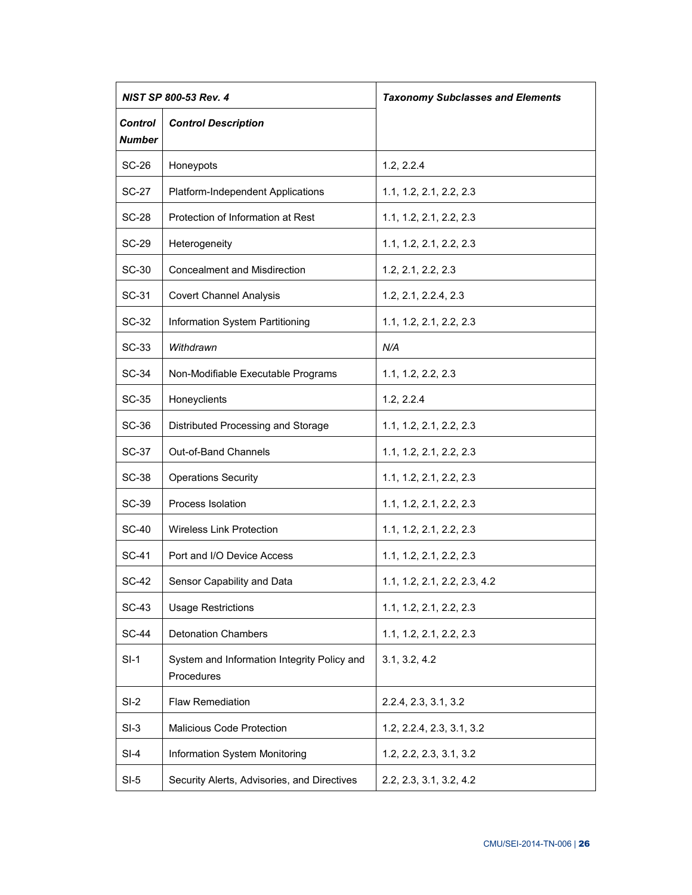| *NIST SP 800-53 Rev. 4* | | *Taxonomy Subclasses and Elements* |
|---|---|---|
| ***Control Number*** | ***Control Description*** | |
| SC-26 | Honeypots | 1.2, 2.2.4 |
| SC-27 | Platform-Independent Applications | 1.1, 1.2, 2.1, 2.2, 2.3 |
| SC-28 | Protection of Information at Rest | 1.1, 1.2, 2.1, 2.2, 2.3 |
| SC-29 | Heterogeneity | 1.1, 1.2, 2.1, 2.2, 2.3 |
| SC-30 | Concealment and Misdirection | 1.2, 2.1, 2.2, 2.3 |
| SC-31 | Covert Channel Analysis | 1.2, 2.1, 2.2.4, 2.3 |
| SC-32 | Information System Partitioning | 1.1, 1.2, 2.1, 2.2, 2.3 |
| SC-33 | *Withdrawn* | *N/A* |
| SC-34 | Non-Modifiable Executable Programs | 1.1, 1.2, 2.2, 2.3 |
| SC-35 | Honeyclients | 1.2, 2.2.4 |
| SC-36 | Distributed Processing and Storage | 1.1, 1.2, 2.1, 2.2, 2.3 |
| SC-37 | Out-of-Band Channels | 1.1, 1.2, 2.1, 2.2, 2.3 |
| SC-38 | Operations Security | 1.1, 1.2, 2.1, 2.2, 2.3 |
| SC-39 | Process Isolation | 1.1, 1.2, 2.1, 2.2, 2.3 |
| SC-40 | Wireless Link Protection | 1.1, 1.2, 2.1, 2.2, 2.3 |
| SC-41 | Port and I/O Device Access | 1.1, 1.2, 2.1, 2.2, 2.3 |
| SC-42 | Sensor Capability and Data | 1.1, 1.2, 2.1, 2.2, 2.3, 4.2 |
| SC-43 | Usage Restrictions | 1.1, 1.2, 2.1, 2.2, 2.3 |
| SC-44 | Detonation Chambers | 1.1, 1.2, 2.1, 2.2, 2.3 |
| SI-1 | System and Information Integrity Policy and Procedures | 3.1, 3.2, 4.2 |
| SI-2 | Flaw Remediation | 2.2.4, 2.3, 3.1, 3.2 |
| SI-3 | Malicious Code Protection | 1.2, 2.2.4, 2.3, 3.1, 3.2 |
| SI-4 | Information System Monitoring | 1.2, 2.2, 2.3, 3.1, 3.2 |
| SI-5 | Security Alerts, Advisories, and Directives | 2.2, 2.3, 3.1, 3.2, 4.2 |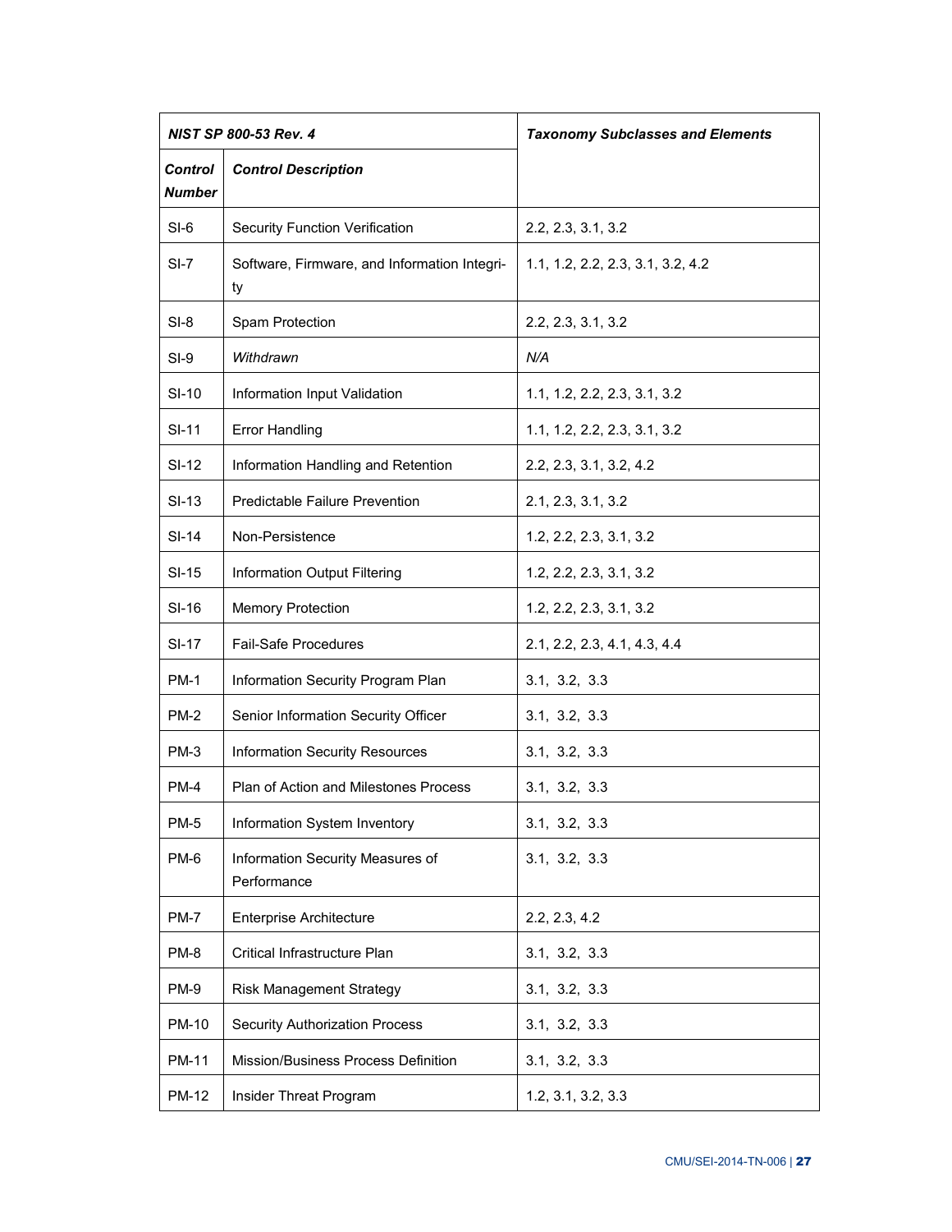| *NIST SP 800-53 Rev. 4* | | *Taxonomy Subclasses and Elements* |
|---|---|---|
| ***Control Number*** | ***Control Description*** | |
| SI-6 | Security Function Verification | 2.2, 2.3, 3.1, 3.2 |
| SI-7 | Software, Firmware, and Information Integrity | 1.1, 1.2, 2.2, 2.3, 3.1, 3.2, 4.2 |
| SI-8 | Spam Protection | 2.2, 2.3, 3.1, 3.2 |
| SI-9 | *Withdrawn* | *N/A* |
| SI-10 | Information Input Validation | 1.1, 1.2, 2.2, 2.3, 3.1, 3.2 |
| SI-11 | Error Handling | 1.1, 1.2, 2.2, 2.3, 3.1, 3.2 |
| SI-12 | Information Handling and Retention | 2.2, 2.3, 3.1, 3.2, 4.2 |
| SI-13 | Predictable Failure Prevention | 2.1, 2.3, 3.1, 3.2 |
| SI-14 | Non-Persistence | 1.2, 2.2, 2.3, 3.1, 3.2 |
| SI-15 | Information Output Filtering | 1.2, 2.2, 2.3, 3.1, 3.2 |
| SI-16 | Memory Protection | 1.2, 2.2, 2.3, 3.1, 3.2 |
| SI-17 | Fail-Safe Procedures | 2.1, 2.2, 2.3, 4.1, 4.3, 4.4 |
| PM-1 | Information Security Program Plan | 3.1, 3.2, 3.3 |
| PM-2 | Senior Information Security Officer | 3.1, 3.2, 3.3 |
| PM-3 | Information Security Resources | 3.1, 3.2, 3.3 |
| PM-4 | Plan of Action and Milestones Process | 3.1, 3.2, 3.3 |
| PM-5 | Information System Inventory | 3.1, 3.2, 3.3 |
| PM-6 | Information Security Measures of Performance | 3.1, 3.2, 3.3 |
| PM-7 | Enterprise Architecture | 2.2, 2.3, 4.2 |
| PM-8 | Critical Infrastructure Plan | 3.1, 3.2, 3.3 |
| PM-9 | Risk Management Strategy | 3.1, 3.2, 3.3 |
| PM-10 | Security Authorization Process | 3.1, 3.2, 3.3 |
| PM-11 | Mission/Business Process Definition | 3.1, 3.2, 3.3 |
| PM-12 | Insider Threat Program | 1.2, 3.1, 3.2, 3.3 |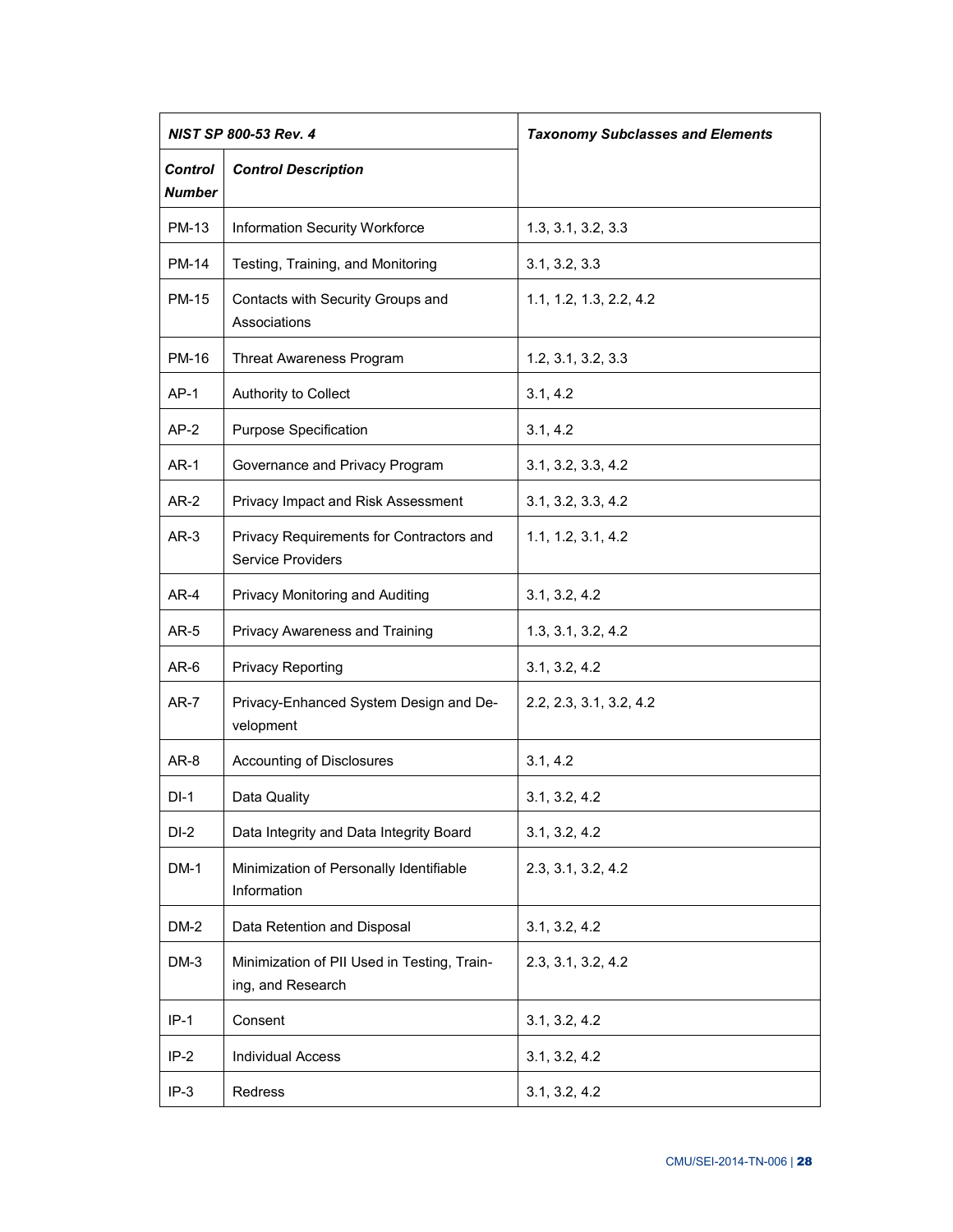| *NIST SP 800-53 Rev. 4* | | *Taxonomy Subclasses and Elements* |
|---|---|---|
| *Control Number* | *Control Description* | |
| PM-13 | Information Security Workforce | 1.3, 3.1, 3.2, 3.3 |
| PM-14 | Testing, Training, and Monitoring | 3.1, 3.2, 3.3 |
| PM-15 | Contacts with Security Groups and Associations | 1.1, 1.2, 1.3, 2.2, 4.2 |
| PM-16 | Threat Awareness Program | 1.2, 3.1, 3.2, 3.3 |
| AP-1 | Authority to Collect | 3.1, 4.2 |
| AP-2 | Purpose Specification | 3.1, 4.2 |
| AR-1 | Governance and Privacy Program | 3.1, 3.2, 3.3, 4.2 |
| AR-2 | Privacy Impact and Risk Assessment | 3.1, 3.2, 3.3, 4.2 |
| AR-3 | Privacy Requirements for Contractors and Service Providers | 1.1, 1.2, 3.1, 4.2 |
| AR-4 | Privacy Monitoring and Auditing | 3.1, 3.2, 4.2 |
| AR-5 | Privacy Awareness and Training | 1.3, 3.1, 3.2, 4.2 |
| AR-6 | Privacy Reporting | 3.1, 3.2, 4.2 |
| AR-7 | Privacy-Enhanced System Design and Development | 2.2, 2.3, 3.1, 3.2, 4.2 |
| AR-8 | Accounting of Disclosures | 3.1, 4.2 |
| DI-1 | Data Quality | 3.1, 3.2, 4.2 |
| DI-2 | Data Integrity and Data Integrity Board | 3.1, 3.2, 4.2 |
| DM-1 | Minimization of Personally Identifiable Information | 2.3, 3.1, 3.2, 4.2 |
| DM-2 | Data Retention and Disposal | 3.1, 3.2, 4.2 |
| DM-3 | Minimization of PII Used in Testing, Training, and Research | 2.3, 3.1, 3.2, 4.2 |
| IP-1 | Consent | 3.1, 3.2, 4.2 |
| IP-2 | Individual Access | 3.1, 3.2, 4.2 |
| IP-3 | Redress | 3.1, 3.2, 4.2 |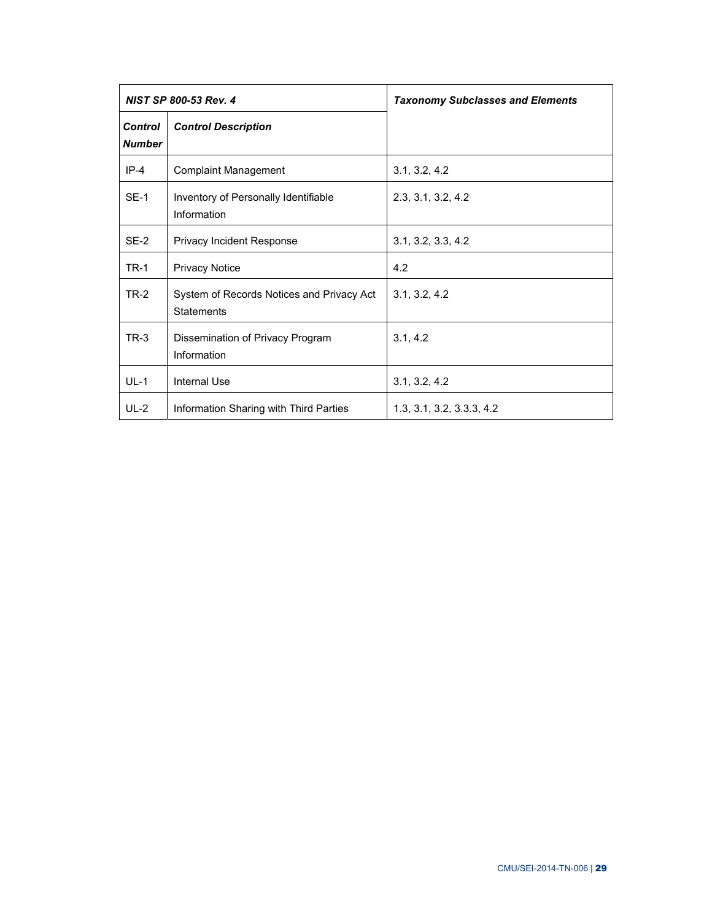| *NIST SP 800-53 Rev. 4* | | *Taxonomy Subclasses and Elements* |
|---|---|---|
| *Control Number* | *Control Description* | |
| IP-4 | Complaint Management | 3.1, 3.2, 4.2 |
| SE-1 | Inventory of Personally Identifiable Information | 2.3, 3.1, 3.2, 4.2 |
| SE-2 | Privacy Incident Response | 3.1, 3.2, 3.3, 4.2 |
| TR-1 | Privacy Notice | 4.2 |
| TR-2 | System of Records Notices and Privacy Act Statements | 3.1, 3.2, 4.2 |
| TR-3 | Dissemination of Privacy Program Information | 3.1, 4.2 |
| UL-1 | Internal Use | 3.1, 3.2, 4.2 |
| UL-2 | Information Sharing with Third Parties | 1.3, 3.1, 3.2, 3.3.3, 4.2 |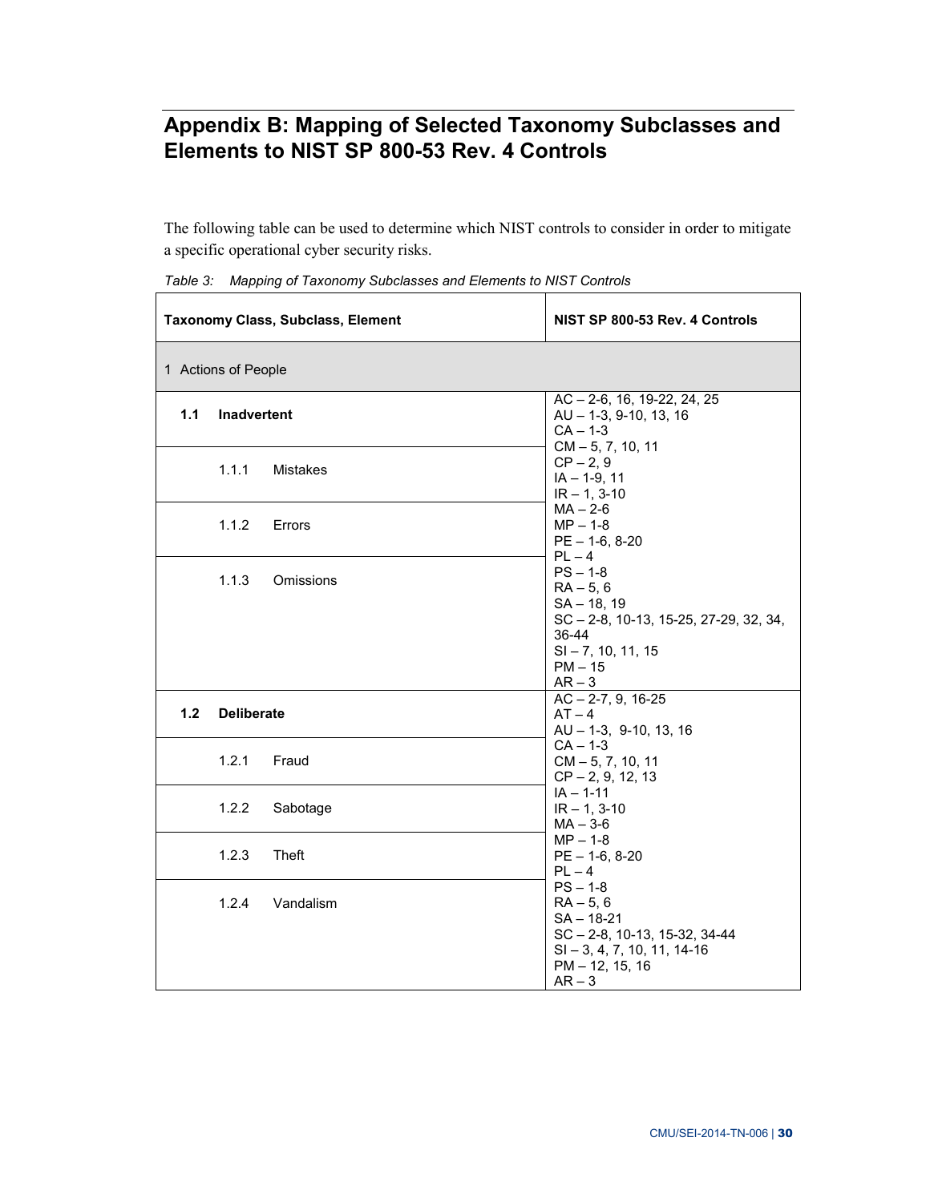## Appendix B: Mapping of Selected Taxonomy Subclasses and Elements to NIST SP 800-53 Rev. 4 Controls

The following table can be used to determine which NIST controls to consider in order to mitigate a specific operational cyber security risks.

*Table 3: Mapping of Taxonomy Subclasses and Elements to NIST Controls*

| Taxonomy Class, Subclass, Element | NIST SP 800-53 Rev. 4 Controls |
|---|---|
| 1 Actions of People | |
| **1.1 Inadvertent**<br>1.1.1 Mistakes<br>1.1.2 Errors<br>1.1.3 Omissions | AC – 2-6, 16, 19-22, 24, 25<br>AU – 1-3, 9-10, 13, 16<br>CA – 1-3<br>CM – 5, 7, 10, 11<br>CP – 2, 9<br>IA – 1-9, 11<br>IR – 1, 3-10<br>MA – 2-6<br>MP – 1-8<br>PE – 1-6, 8-20<br>PL – 4<br>PS – 1-8<br>RA – 5, 6<br>SA – 18, 19<br>SC – 2-8, 10-13, 15-25, 27-29, 32, 34, 36-44<br>SI – 7, 10, 11, 15<br>PM – 15<br>AR – 3 |
| **1.2 Deliberate**<br>1.2.1 Fraud<br>1.2.2 Sabotage<br>1.2.3 Theft<br>1.2.4 Vandalism | AC – 2-7, 9, 16-25<br>AT – 4<br>AU – 1-3, 9-10, 13, 16<br>CA – 1-3<br>CM – 5, 7, 10, 11<br>CP – 2, 9, 12, 13<br>IA – 1-11<br>IR – 1, 3-10<br>MA – 3-6<br>MP – 1-8<br>PE – 1-6, 8-20<br>PL – 4<br>PS – 1-8<br>RA – 5, 6<br>SA – 18-21<br>SC – 2-8, 10-13, 15-32, 34-44<br>SI – 3, 4, 7, 10, 11, 14-16<br>PM – 12, 15, 16<br>AR – 3 |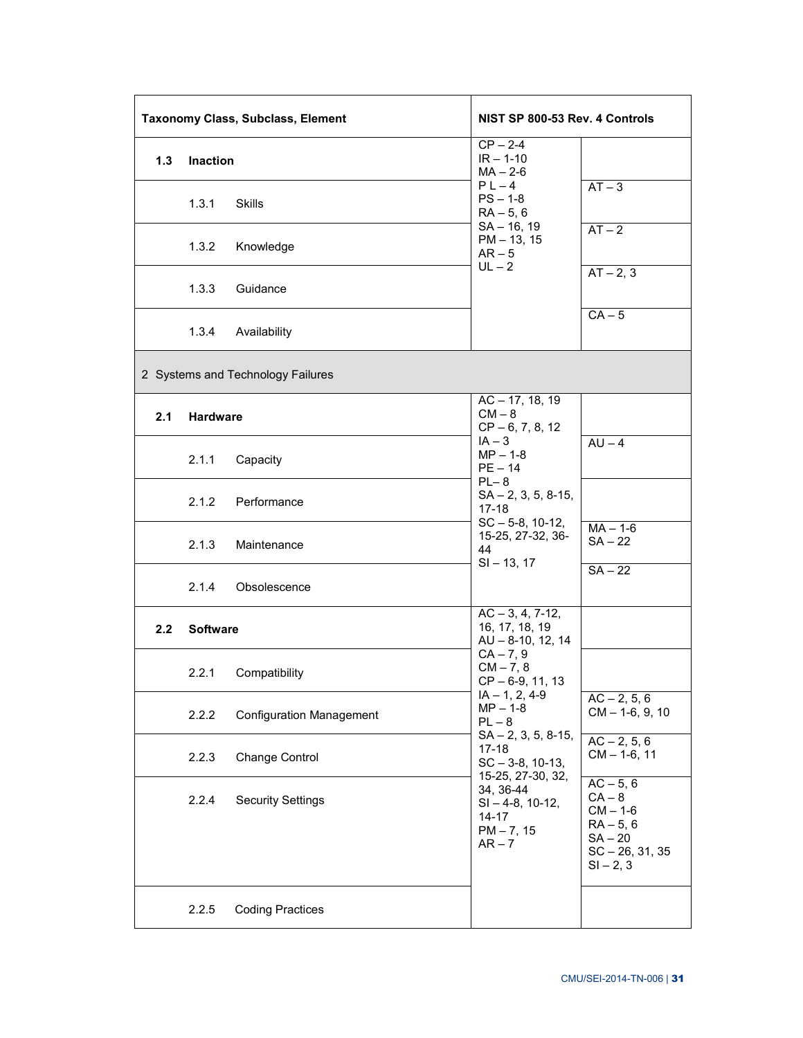| Taxonomy Class, Subclass, Element | NIST SP 800-53 Rev. 4 Controls | |
|---|---|---|
| **1.3 Inaction** | CP – 2-4<br>IR – 1-10<br>MA – 2-6<br>P L – 4<br>PS – 1-8<br>RA – 5, 6<br>SA – 16, 19<br>PM – 13, 15<br>AR – 5<br>UL – 2 | |
| 1.3.1 Skills | | AT – 3 |
| 1.3.2 Knowledge | | AT – 2 |
| 1.3.3 Guidance | | AT – 2, 3 |
| 1.3.4 Availability | | CA – 5 |
| 2 Systems and Technology Failures | | |
| **2.1 Hardware** | AC – 17, 18, 19<br>CM – 8<br>CP – 6, 7, 8, 12<br>IA – 3<br>MP – 1-8<br>PE – 14<br>PL– 8<br>SA – 2, 3, 5, 8-15, 17-18<br>SC – 5-8, 10-12, 15-25, 27-32, 36-44<br>SI – 13, 17 | |
| 2.1.1 Capacity | | AU – 4 |
| 2.1.2 Performance | | |
| 2.1.3 Maintenance | | MA – 1-6<br>SA – 22 |
| 2.1.4 Obsolescence | | SA – 22 |
| **2.2 Software** | AC – 3, 4, 7-12, 16, 17, 18, 19<br>AU – 8-10, 12, 14<br>CA – 7, 9<br>CM – 7, 8<br>CP – 6-9, 11, 13<br>IA – 1, 2, 4-9<br>MP – 1-8<br>PL – 8<br>SA – 2, 3, 5, 8-15, 17-18<br>SC – 3-8, 10-13, 15-25, 27-30, 32, 34, 36-44<br>SI – 4-8, 10-12, 14-17<br>PM – 7, 15<br>AR – 7 | |
| 2.2.1 Compatibility | | |
| 2.2.2 Configuration Management | | AC – 2, 5, 6<br>CM – 1-6, 9, 10 |
| 2.2.3 Change Control | | AC – 2, 5, 6<br>CM – 1-6, 11 |
| 2.2.4 Security Settings | | AC – 5, 6<br>CA – 8<br>CM – 1-6<br>RA – 5, 6<br>SA – 20<br>SC – 26, 31, 35<br>SI – 2, 3 |
| 2.2.5 Coding Practices | | |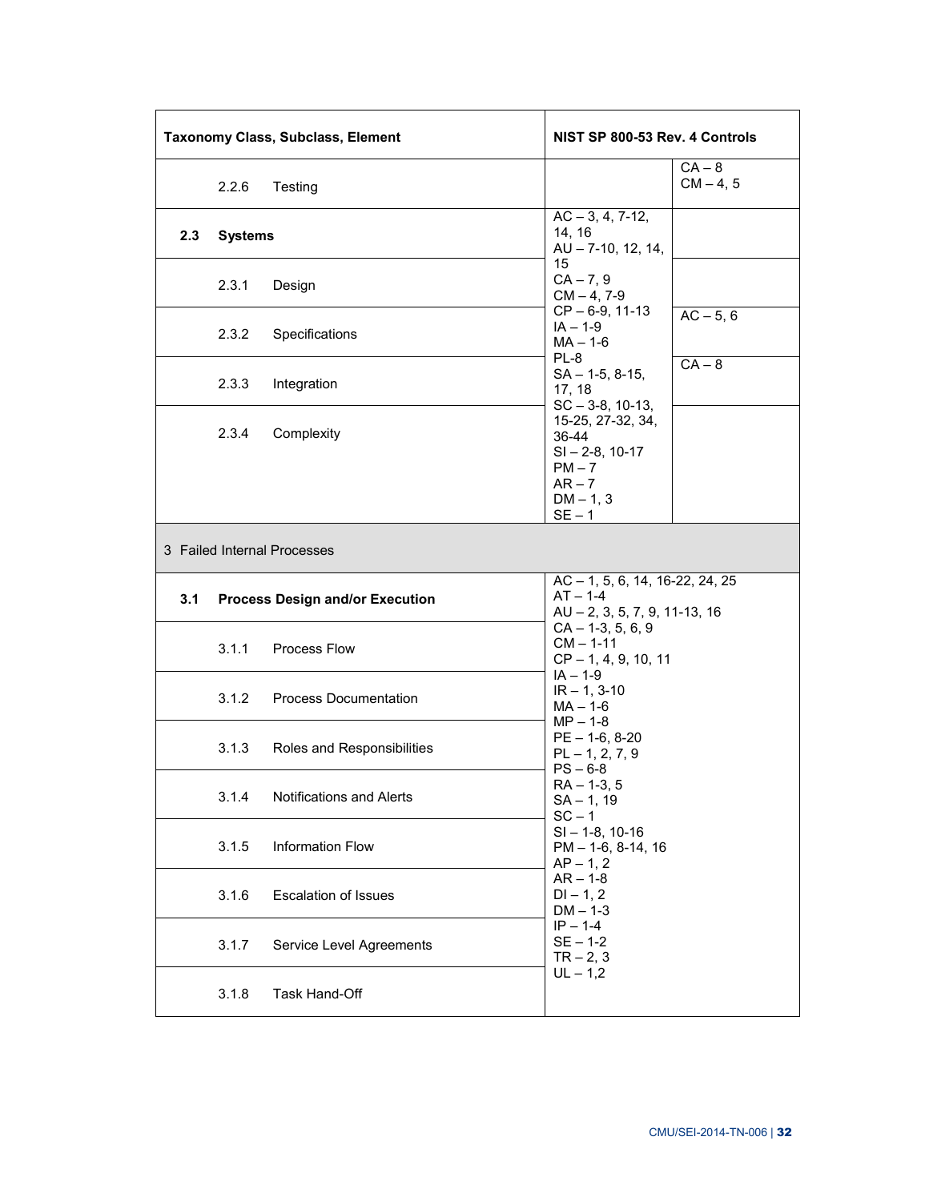| Taxonomy Class, Subclass, Element | NIST SP 800-53 Rev. 4 Controls | |
|---|---|---|
| 2.2.6 Testing | | CA – 8<br>CM – 4, 5 |
| **2.3 Systems** | AC – 3, 4, 7-12, 14, 16<br>AU – 7-10, 12, 14, 15<br>CA – 7, 9<br>CM – 4, 7-9<br>CP – 6-9, 11-13<br>IA – 1-9<br>MA – 1-6<br>PL-8<br>SA – 1-5, 8-15, 17, 18<br>SC – 3-8, 10-13, 15-25, 27-32, 34, 36-44<br>SI – 2-8, 10-17<br>PM – 7<br>AR – 7<br>DM – 1, 3<br>SE – 1 | |
| 2.3.1 Design | | |
| 2.3.2 Specifications | | AC – 5, 6 |
| 2.3.3 Integration | | CA – 8 |
| 2.3.4 Complexity | | |
| 3 Failed Internal Processes | | |
| **3.1 Process Design and/or Execution** | AC – 1, 5, 6, 14, 16-22, 24, 25<br>AT – 1-4<br>AU – 2, 3, 5, 7, 9, 11-13, 16<br>CA – 1-3, 5, 6, 9<br>CM – 1-11<br>CP – 1, 4, 9, 10, 11<br>IA – 1-9<br>IR – 1, 3-10<br>MA – 1-6<br>MP – 1-8<br>PE – 1-6, 8-20<br>PL – 1, 2, 7, 9<br>PS – 6-8<br>RA – 1-3, 5<br>SA – 1, 19<br>SC – 1<br>SI – 1-8, 10-16<br>PM – 1-6, 8-14, 16<br>AP – 1, 2<br>AR – 1-8<br>DI – 1, 2<br>DM – 1-3<br>IP – 1-4<br>SE – 1-2<br>TR – 2, 3<br>UL – 1,2 | |
| 3.1.1 Process Flow | | |
| 3.1.2 Process Documentation | | |
| 3.1.3 Roles and Responsibilities | | |
| 3.1.4 Notifications and Alerts | | |
| 3.1.5 Information Flow | | |
| 3.1.6 Escalation of Issues | | |
| 3.1.7 Service Level Agreements | | |
| 3.1.8 Task Hand-Off | | |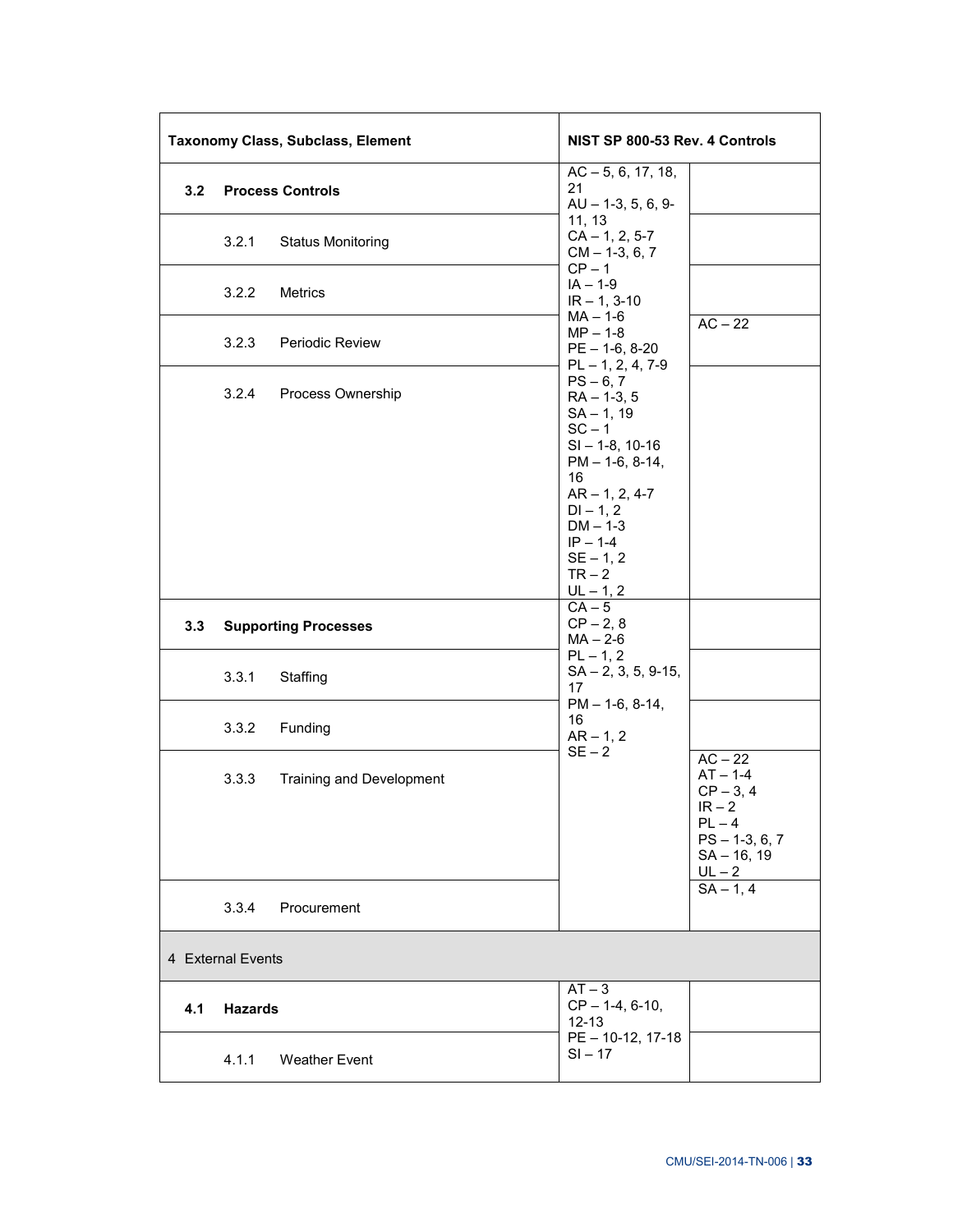| Taxonomy Class, Subclass, Element | NIST SP 800-53 Rev. 4 Controls | |
|---|---|---|
| **3.2 Process Controls** | AC – 5, 6, 17, 18, 21<br>AU – 1-3, 5, 6, 9-11, 13<br>CA – 1, 2, 5-7<br>CM – 1-3, 6, 7<br>CP – 1<br>IA – 1-9<br>IR – 1, 3-10<br>MA – 1-6<br>MP – 1-8<br>PE – 1-6, 8-20<br>PL – 1, 2, 4, 7-9<br>PS – 6, 7<br>RA – 1-3, 5<br>SA – 1, 19<br>SC – 1<br>SI – 1-8, 10-16<br>PM – 1-6, 8-14, 16<br>AR – 1, 2, 4-7<br>DI – 1, 2<br>DM – 1-3<br>IP – 1-4<br>SE – 1, 2<br>TR – 2<br>UL – 1, 2 | |
| 3.2.1 Status Monitoring | | |
| 3.2.2 Metrics | | |
| 3.2.3 Periodic Review | | AC – 22 |
| 3.2.4 Process Ownership | | |
| **3.3 Supporting Processes** | CA – 5<br>CP – 2, 8<br>MA – 2-6<br>PL – 1, 2<br>SA – 2, 3, 5, 9-15, 17<br>PM – 1-6, 8-14, 16<br>AR – 1, 2<br>SE – 2 | |
| 3.3.1 Staffing | | |
| 3.3.2 Funding | | |
| 3.3.3 Training and Development | | AC – 22<br>AT – 1-4<br>CP – 3, 4<br>IR – 2<br>PL – 4<br>PS – 1-3, 6, 7<br>SA – 16, 19<br>UL – 2 |
| 3.3.4 Procurement | | SA – 1, 4 |
| 4 External Events | | |
| **4.1 Hazards** | AT – 3<br>CP – 1-4, 6-10, 12-13<br>PE – 10-12, 17-18<br>SI – 17 | |
| 4.1.1 Weather Event | | |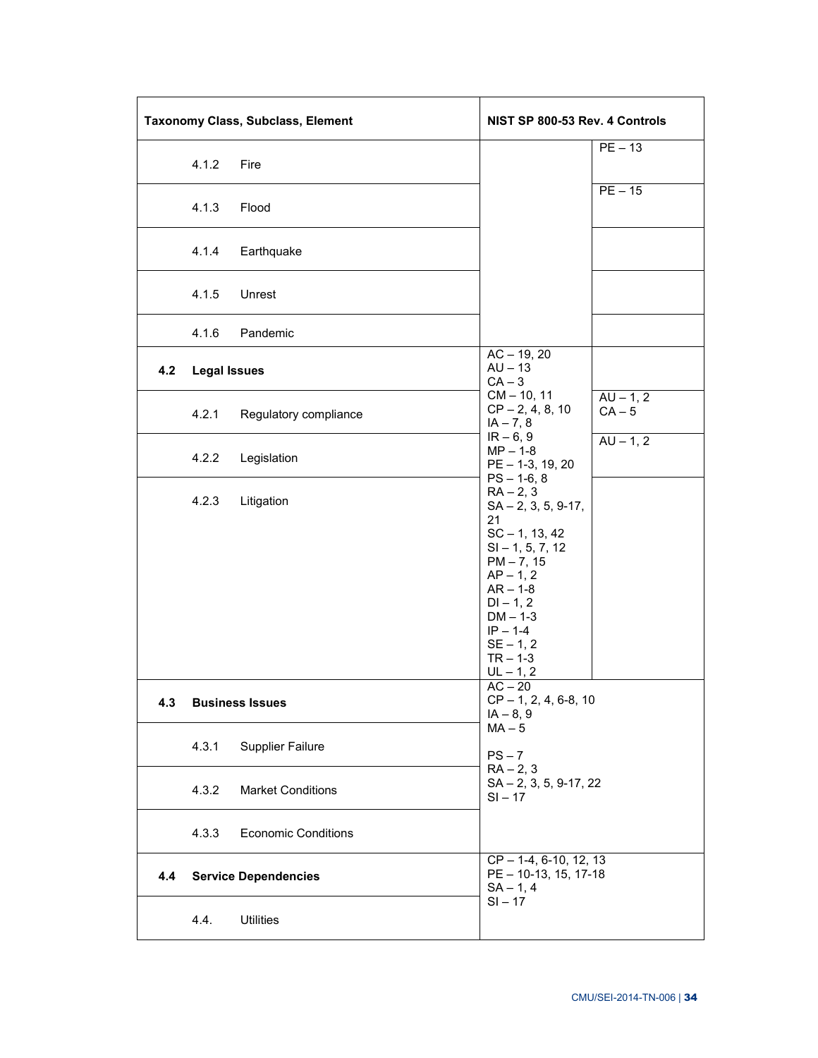| Taxonomy Class, Subclass, Element | NIST SP 800-53 Rev. 4 Controls | |
|---|---|---|
| 4.1.2 Fire | | PE – 13 |
| 4.1.3 Flood | | PE – 15 |
| 4.1.4 Earthquake | | |
| 4.1.5 Unrest | | |
| 4.1.6 Pandemic | | |
| **4.2 Legal Issues** | AC – 19, 20<br>AU – 13<br>CA – 3<br>CM – 10, 11<br>CP – 2, 4, 8, 10<br>IA – 7, 8<br>IR – 6, 9<br>MP – 1-8<br>PE – 1-3, 19, 20<br>PS – 1-6, 8<br>RA – 2, 3<br>SA – 2, 3, 5, 9-17, 21<br>SC – 1, 13, 42<br>SI – 1, 5, 7, 12<br>PM – 7, 15<br>AP – 1, 2<br>AR – 1-8<br>DI – 1, 2<br>DM – 1-3<br>IP – 1-4<br>SE – 1, 2<br>TR – 1-3<br>UL – 1, 2 | |
| 4.2.1 Regulatory compliance | | AU – 1, 2<br>CA – 5 |
| 4.2.2 Legislation | | AU – 1, 2 |
| 4.2.3 Litigation | | |
| **4.3 Business Issues** | AC – 20<br>CP – 1, 2, 4, 6-8, 10<br>IA – 8, 9<br>MA – 5<br>PS – 7<br>RA – 2, 3<br>SA – 2, 3, 5, 9-17, 22<br>SI – 17 | |
| 4.3.1 Supplier Failure | | |
| 4.3.2 Market Conditions | | |
| 4.3.3 Economic Conditions | | |
| **4.4 Service Dependencies** | CP – 1-4, 6-10, 12, 13<br>PE – 10-13, 15, 17-18<br>SA – 1, 4<br>SI – 17 | |
| 4.4. Utilities | | |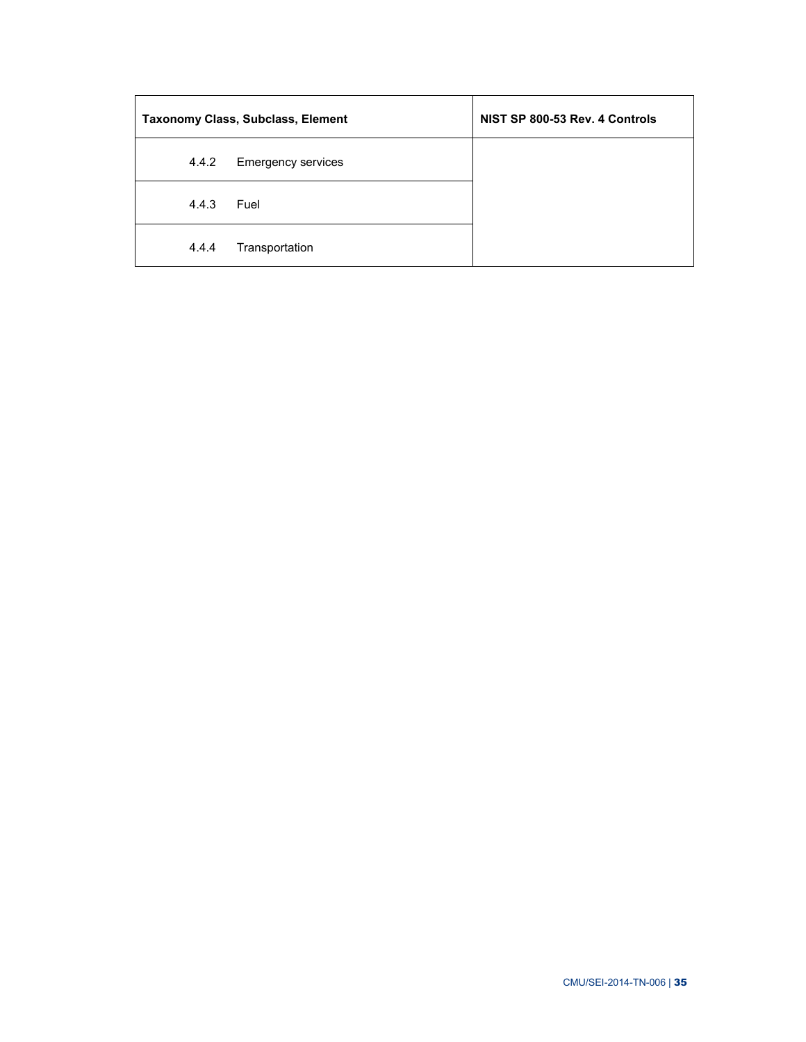| Taxonomy Class, Subclass, Element | NIST SP 800-53 Rev. 4 Controls |
| --- | --- |
| 4.4.2 Emergency services | |
| 4.4.3 Fuel | |
| 4.4.4 Transportation | |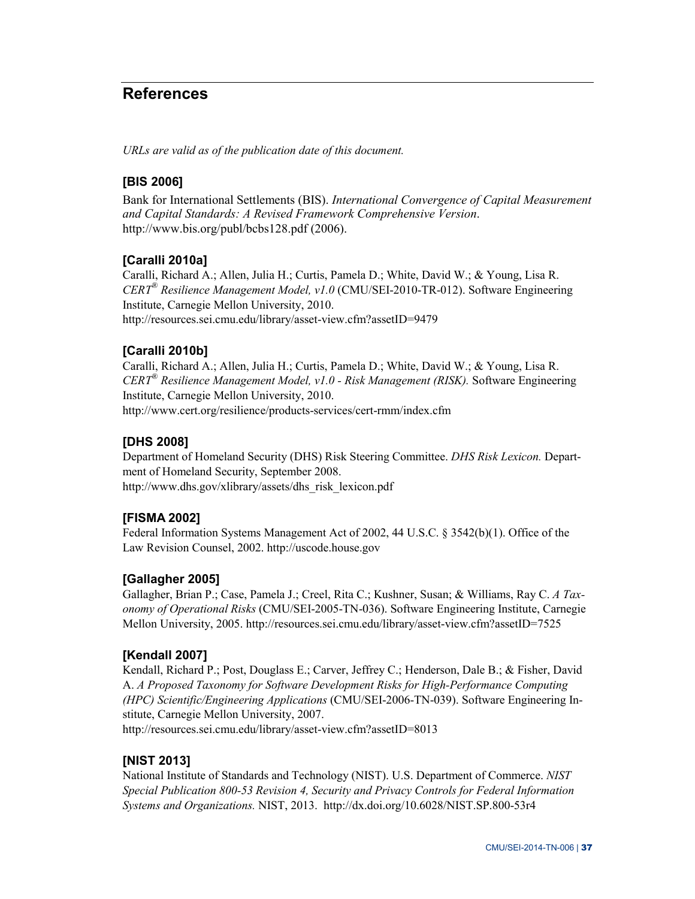## References

*URLs are valid as of the publication date of this document.*

### [BIS 2006]

Bank for International Settlements (BIS). *International Convergence of Capital Measurement and Capital Standards: A Revised Framework Comprehensive Version*. http://www.bis.org/publ/bcbs128.pdf (2006).

### [Caralli 2010a]

Caralli, Richard A.; Allen, Julia H.; Curtis, Pamela D.; White, David W.; & Young, Lisa R. *CERT® Resilience Management Model, v1.0* (CMU/SEI-2010-TR-012). Software Engineering Institute, Carnegie Mellon University, 2010.
http://resources.sei.cmu.edu/library/asset-view.cfm?assetID=9479

### [Caralli 2010b]

Caralli, Richard A.; Allen, Julia H.; Curtis, Pamela D.; White, David W.; & Young, Lisa R. *CERT® Resilience Management Model, v1.0 - Risk Management (RISK).* Software Engineering Institute, Carnegie Mellon University, 2010.
http://www.cert.org/resilience/products-services/cert-rmm/index.cfm

### [DHS 2008]

Department of Homeland Security (DHS) Risk Steering Committee. *DHS Risk Lexicon.* Department of Homeland Security, September 2008.
http://www.dhs.gov/xlibrary/assets/dhs_risk_lexicon.pdf

### [FISMA 2002]

Federal Information Systems Management Act of 2002, 44 U.S.C. § 3542(b)(1). Office of the Law Revision Counsel, 2002. http://uscode.house.gov

### [Gallagher 2005]

Gallagher, Brian P.; Case, Pamela J.; Creel, Rita C.; Kushner, Susan; & Williams, Ray C. *A Taxonomy of Operational Risks* (CMU/SEI-2005-TN-036). Software Engineering Institute, Carnegie Mellon University, 2005. http://resources.sei.cmu.edu/library/asset-view.cfm?assetID=7525

### [Kendall 2007]

Kendall, Richard P.; Post, Douglass E.; Carver, Jeffrey C.; Henderson, Dale B.; & Fisher, David A. *A Proposed Taxonomy for Software Development Risks for High-Performance Computing (HPC) Scientific/Engineering Applications* (CMU/SEI-2006-TN-039). Software Engineering Institute, Carnegie Mellon University, 2007.
http://resources.sei.cmu.edu/library/asset-view.cfm?assetID=8013

### [NIST 2013]

National Institute of Standards and Technology (NIST). U.S. Department of Commerce. *NIST Special Publication 800-53 Revision 4, Security and Privacy Controls for Federal Information Systems and Organizations.* NIST, 2013. http://dx.doi.org/10.6028/NIST.SP.800-53r4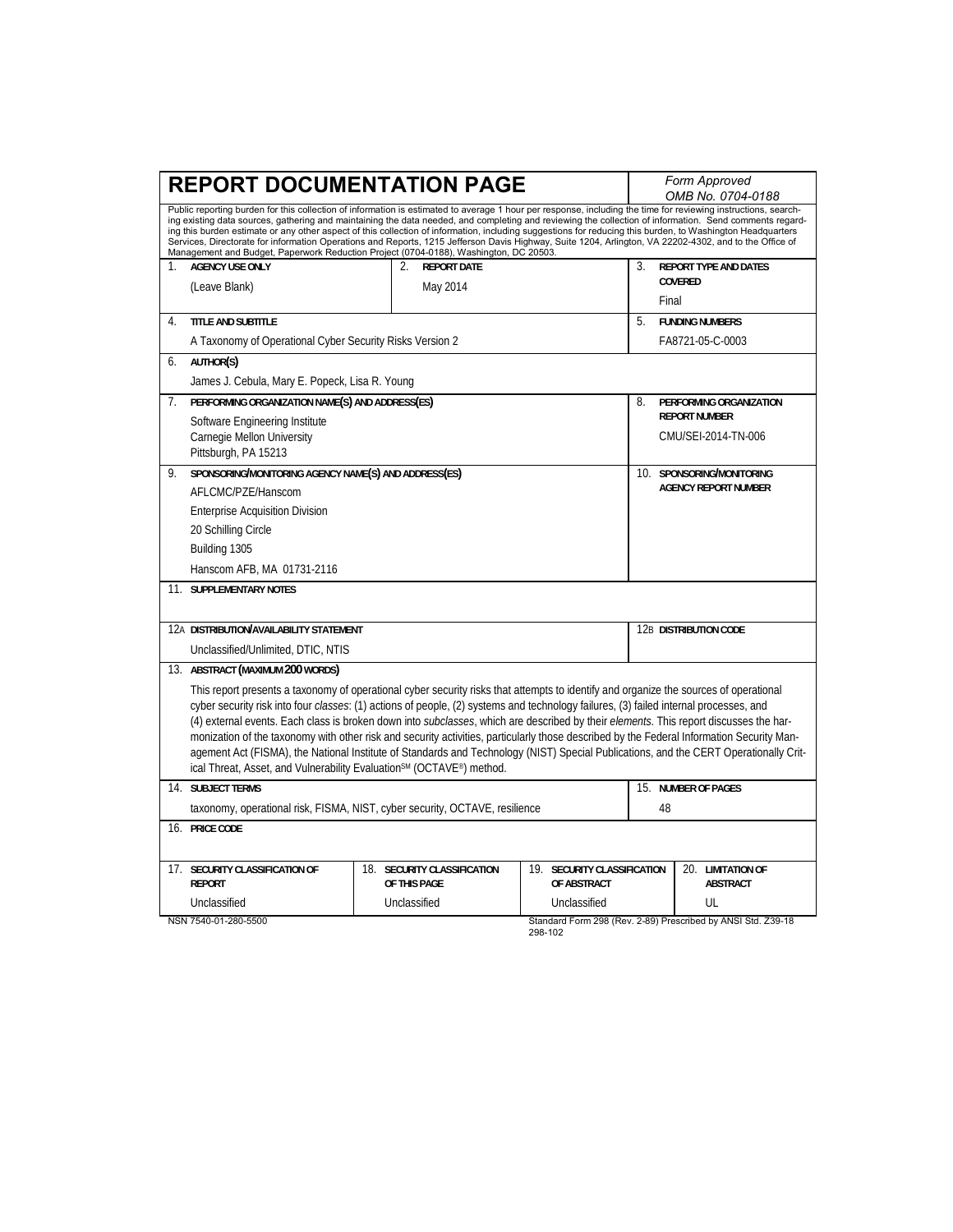# REPORT DOCUMENTATION PAGE

*Form Approved*
*OMB No. 0704-0188*

Public reporting burden for this collection of information is estimated to average 1 hour per response, including the time for reviewing instructions, searching existing data sources, gathering and maintaining the data needed, and completing and reviewing the collection of information. Send comments regarding this burden estimate or any other aspect of this collection of information, including suggestions for reducing this burden, to Washington Headquarters Services, Directorate for information Operations and Reports, 1215 Jefferson Davis Highway, Suite 1204, Arlington, VA 22202-4302, and to the Office of Management and Budget, Paperwork Reduction Project (0704-0188), Washington, DC 20503.

| | | |
|---|---|---|
| 1. **AGENCY USE ONLY** (Leave Blank) | 2. **REPORT DATE** May 2014 | 3. **REPORT TYPE AND DATES COVERED** Final |
| 4. **TITLE AND SUBTITLE** A Taxonomy of Operational Cyber Security Risks Version 2 | | 5. **FUNDING NUMBERS** FA8721-05-C-0003 |
| 6. **AUTHOR(S)** James J. Cebula, Mary E. Popeck, Lisa R. Young | | |
| 7. **PERFORMING ORGANIZATION NAME(S) AND ADDRESS(ES)** Software Engineering Institute, Carnegie Mellon University, Pittsburgh, PA 15213 | | 8. **PERFORMING ORGANIZATION REPORT NUMBER** CMU/SEI-2014-TN-006 |
| 9. **SPONSORING/MONITORING AGENCY NAME(S) AND ADDRESS(ES)** AFLCMC/PZE/Hanscom, Enterprise Acquisition Division, 20 Schilling Circle, Building 1305, Hanscom AFB, MA 01731-2116 | | 10. **SPONSORING/MONITORING AGENCY REPORT NUMBER** |
| 11. **SUPPLEMENTARY NOTES** | | |
| 12A **DISTRIBUTION/AVAILABILITY STATEMENT** Unclassified/Unlimited, DTIC, NTIS | | 12B **DISTRIBUTION CODE** |

13. **ABSTRACT (MAXIMUM 200 WORDS)**

This report presents a taxonomy of operational cyber security risks that attempts to identify and organize the sources of operational cyber security risk into four *classes*: (1) actions of people, (2) systems and technology failures, (3) failed internal processes, and (4) external events. Each class is broken down into *subclasses*, which are described by their *elements*. This report discusses the harmonization of the taxonomy with other risk and security activities, particularly those described by the Federal Information Security Management Act (FISMA), the National Institute of Standards and Technology (NIST) Special Publications, and the CERT Operationally Critical Threat, Asset, and Vulnerability Evaluation℠ (OCTAVE®) method.

| | |
|---|---|
| 14. **SUBJECT TERMS** taxonomy, operational risk, FISMA, NIST, cyber security, OCTAVE, resilience | 15. **NUMBER OF PAGES** 48 |
| 16. **PRICE CODE** | |

| 17. **SECURITY CLASSIFICATION OF REPORT** | 18. **SECURITY CLASSIFICATION OF THIS PAGE** | 19. **SECURITY CLASSIFICATION OF ABSTRACT** | 20. **LIMITATION OF ABSTRACT** |
|---|---|---|---|
| Unclassified | Unclassified | Unclassified | UL |

NSN 7540-01-280-5500

Standard Form 298 (Rev. 2-89) Prescribed by ANSI Std. Z39-18 298-102